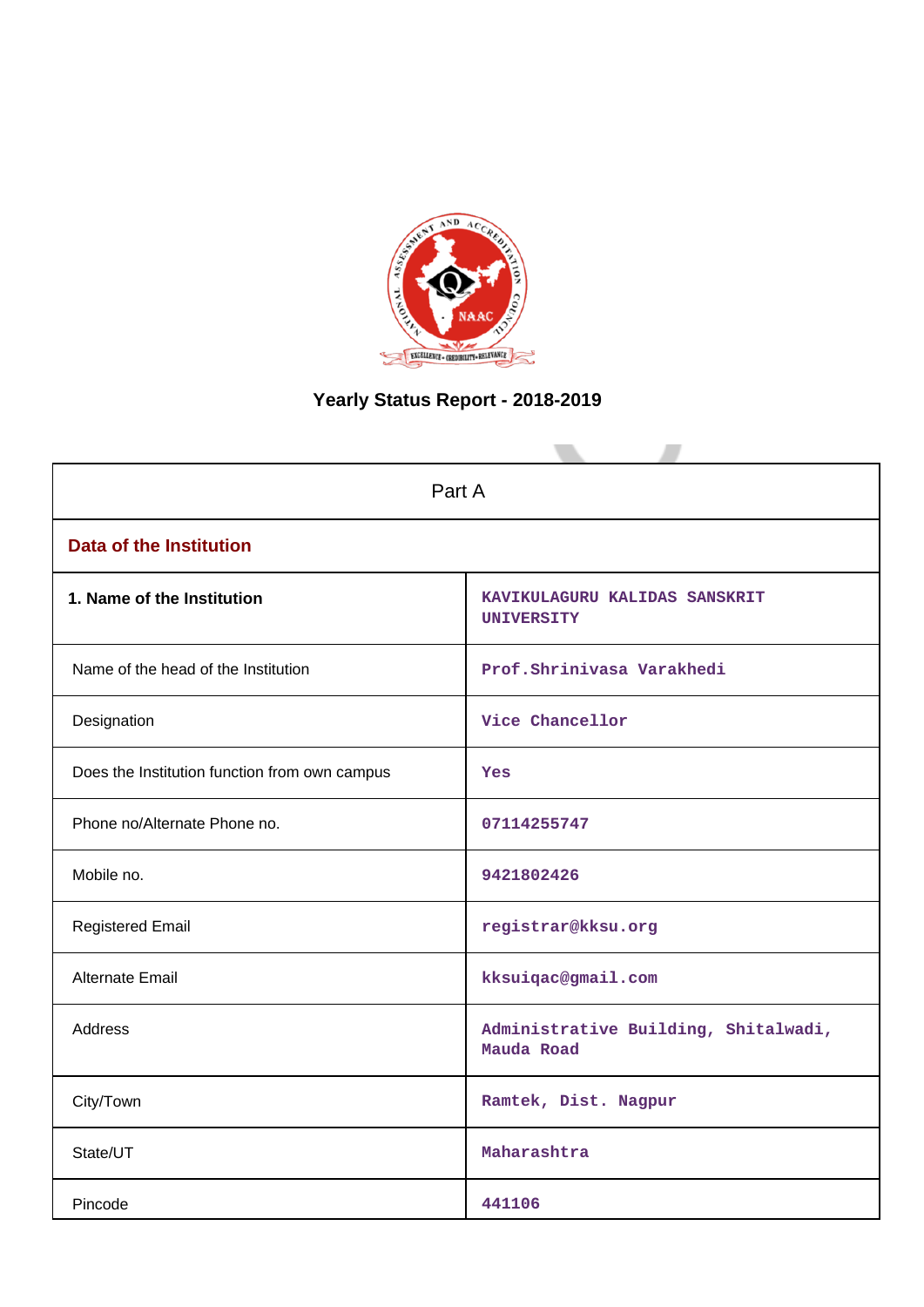# Yearly Status Report - 2018-2019

| Part A | |
|---|---|
| **Data of the Institution** | |
| **1. Name of the Institution** | KAVIKULAGURU KALIDAS SANSKRIT UNIVERSITY |
| Name of the head of the Institution | Prof.Shrinivasa Varakhedi |
| Designation | Vice Chancellor |
| Does the Institution function from own campus | Yes |
| Phone no/Alternate Phone no. | 07114255747 |
| Mobile no. | 9421802426 |
| Registered Email | registrar@kksu.org |
| Alternate Email | kksuiqac@gmail.com |
| Address | Administrative Building, Shitalwadi, Mauda Road |
| City/Town | Ramtek, Dist. Nagpur |
| State/UT | Maharashtra |
| Pincode | 441106 |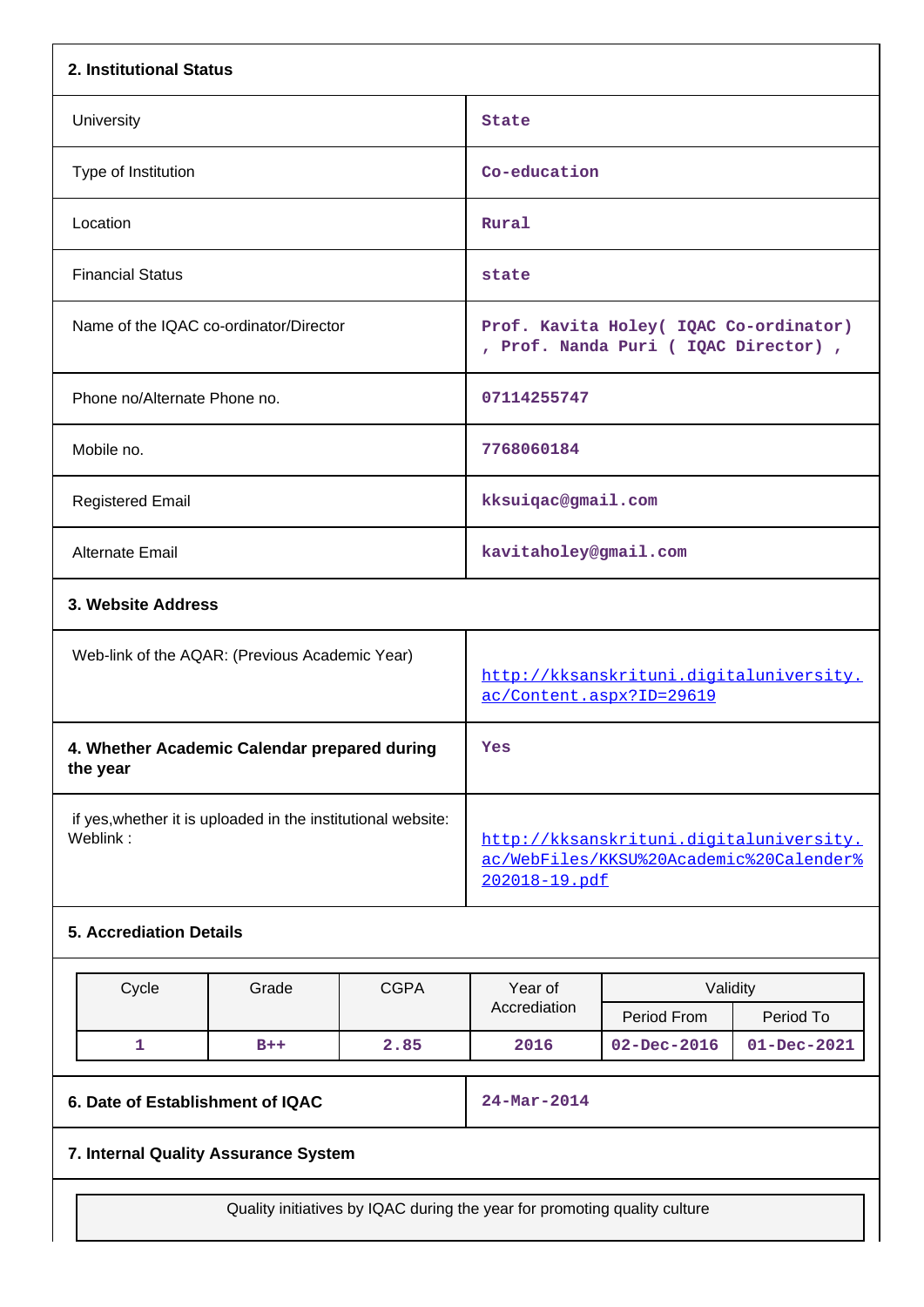## 2. Institutional Status

| | |
|---|---|
| University | State |
| Type of Institution | Co-education |
| Location | Rural |
| Financial Status | state |
| Name of the IQAC co-ordinator/Director | Prof. Kavita Holey( IQAC Co-ordinator) , Prof. Nanda Puri ( IQAC Director) , |
| Phone no/Alternate Phone no. | 07114255747 |
| Mobile no. | 7768060184 |
| Registered Email | kksuiqac@gmail.com |
| Alternate Email | kavitaholey@gmail.com |

## 3. Website Address

| | |
|---|---|
| Web-link of the AQAR: (Previous Academic Year) | http://kksanskrituni.digitaluniversity.ac/Content.aspx?ID=29619 |
| **4. Whether Academic Calendar prepared during the year** | Yes |
| if yes,whether it is uploaded in the institutional website: Weblink : | http://kksanskrituni.digitaluniversity.ac/WebFiles/KKSU%20Academic%20Calender%202018-19.pdf |

## 5. Accreditation Details

| Cycle | Grade | CGPA | Year of Accrediation | Validity | |
|---|---|---|---|---|---|
| | | | | Period From | Period To |
| 1 | B++ | 2.85 | 2016 | 02-Dec-2016 | 01-Dec-2021 |

| | |
|---|---|
| **6. Date of Establishment of IQAC** | 24-Mar-2014 |

## 7. Internal Quality Assurance System

| Quality initiatives by IQAC during the year for promoting quality culture |
|---|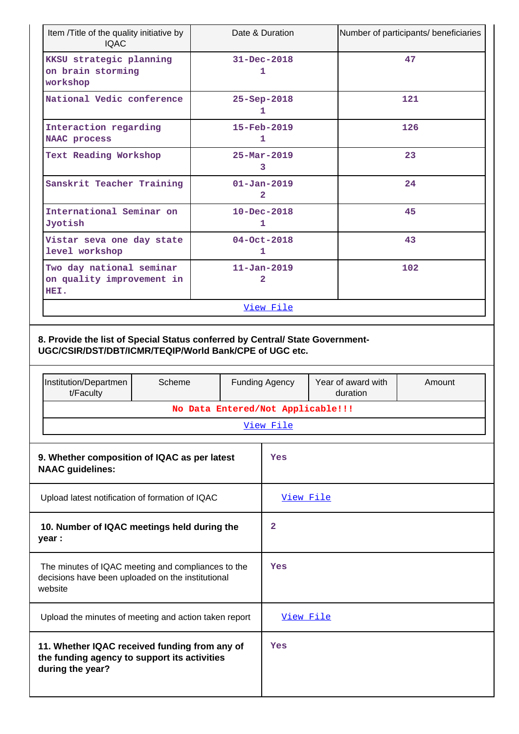| Item /Title of the quality initiative by IQAC | Date & Duration | Number of participants/ beneficiaries |
|---|---|---|
| KKSU strategic planning on brain storming workshop | 31-Dec-2018 1 | 47 |
| National Vedic conference | 25-Sep-2018 1 | 121 |
| Interaction regarding NAAC process | 15-Feb-2019 1 | 126 |
| Text Reading Workshop | 25-Mar-2019 3 | 23 |
| Sanskrit Teacher Training | 01-Jan-2019 2 | 24 |
| International Seminar on Jyotish | 10-Dec-2018 1 | 45 |
| Vistar seva one day state level workshop | 04-Oct-2018 1 | 43 |
| Two day national seminar on quality improvement in HEI. | 11-Jan-2019 2 | 102 |
| View File | | |

**8. Provide the list of Special Status conferred by Central/ State Government- UGC/CSIR/DST/DBT/ICMR/TEQIP/World Bank/CPE of UGC etc.**

| Institution/Department/Faculty | Scheme | Funding Agency | Year of award with duration | Amount |
|---|---|---|---|---|
| No Data Entered/Not Applicable!!! | | | | |
| View File | | | | |

| | |
|---|---|
| **9. Whether composition of IQAC as per latest NAAC guidelines:** | Yes |
| Upload latest notification of formation of IQAC | View File |
| **10. Number of IQAC meetings held during the year :** | 2 |
| The minutes of IQAC meeting and compliances to the decisions have been uploaded on the institutional website | Yes |
| Upload the minutes of meeting and action taken report | View File |
| **11. Whether IQAC received funding from any of the funding agency to support its activities during the year?** | Yes |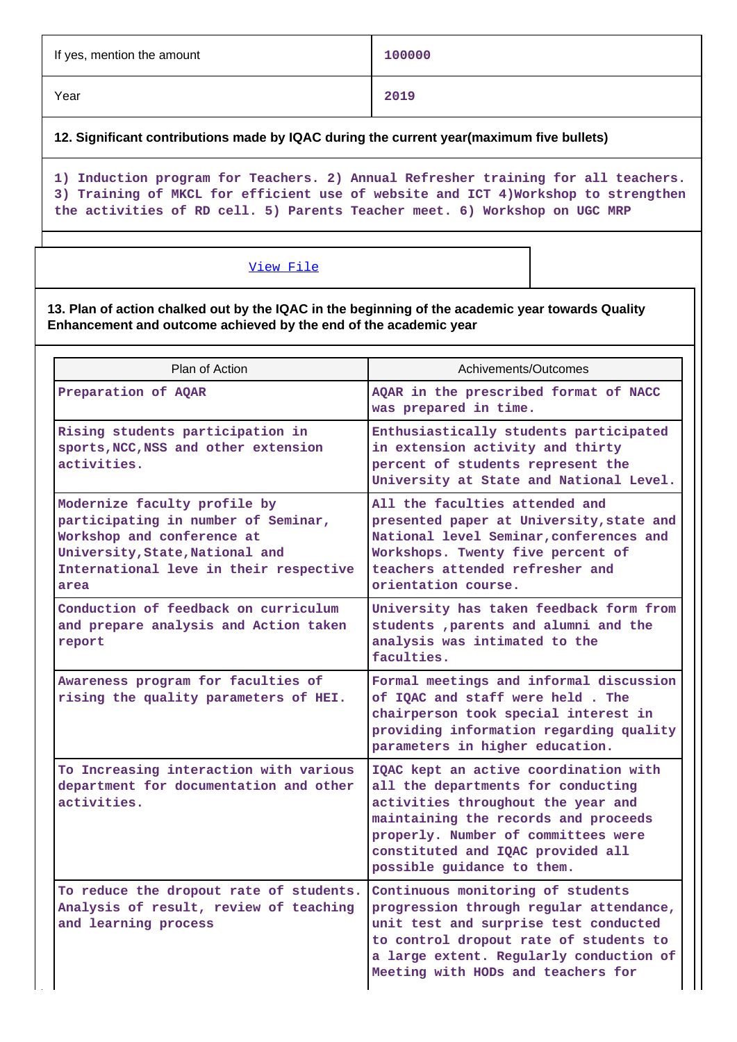| If yes, mention the amount | 100000 |
|---|---|
| Year | 2019 |

**12. Significant contributions made by IQAC during the current year(maximum five bullets)**

1) Induction program for Teachers. 2) Annual Refresher training for all teachers. 3) Training of MKCL for efficient use of website and ICT 4)Workshop to strengthen the activities of RD cell. 5) Parents Teacher meet. 6) Workshop on UGC MRP

View File

**13. Plan of action chalked out by the IQAC in the beginning of the academic year towards Quality Enhancement and outcome achieved by the end of the academic year**

| Plan of Action | Achivements/Outcomes |
|---|---|
| Preparation of AQAR | AQAR in the prescribed format of NACC was prepared in time. |
| Rising students participation in sports,NCC,NSS and other extension activities. | Enthusiastically students participated in extension activity and thirty percent of students represent the University at State and National Level. |
| Modernize faculty profile by participating in number of Seminar, Workshop and conference at University,State,National and International leve in their respective area | All the faculties attended and presented paper at University,state and National level Seminar,conferences and Workshops. Twenty five percent of teachers attended refresher and orientation course. |
| Conduction of feedback on curriculum and prepare analysis and Action taken report | University has taken feedback form from students ,parents and alumni and the analysis was intimated to the faculties. |
| Awareness program for faculties of rising the quality parameters of HEI. | Formal meetings and informal discussion of IQAC and staff were held . The chairperson took special interest in providing information regarding quality parameters in higher education. |
| To Increasing interaction with various department for documentation and other activities. | IQAC kept an active coordination with all the departments for conducting activities throughout the year and maintaining the records and proceeds properly. Number of committees were constituted and IQAC provided all possible guidance to them. |
| To reduce the dropout rate of students. Analysis of result, review of teaching and learning process | Continuous monitoring of students progression through regular attendance, unit test and surprise test conducted to control dropout rate of students to a large extent. Regularly conduction of Meeting with HODs and teachers for |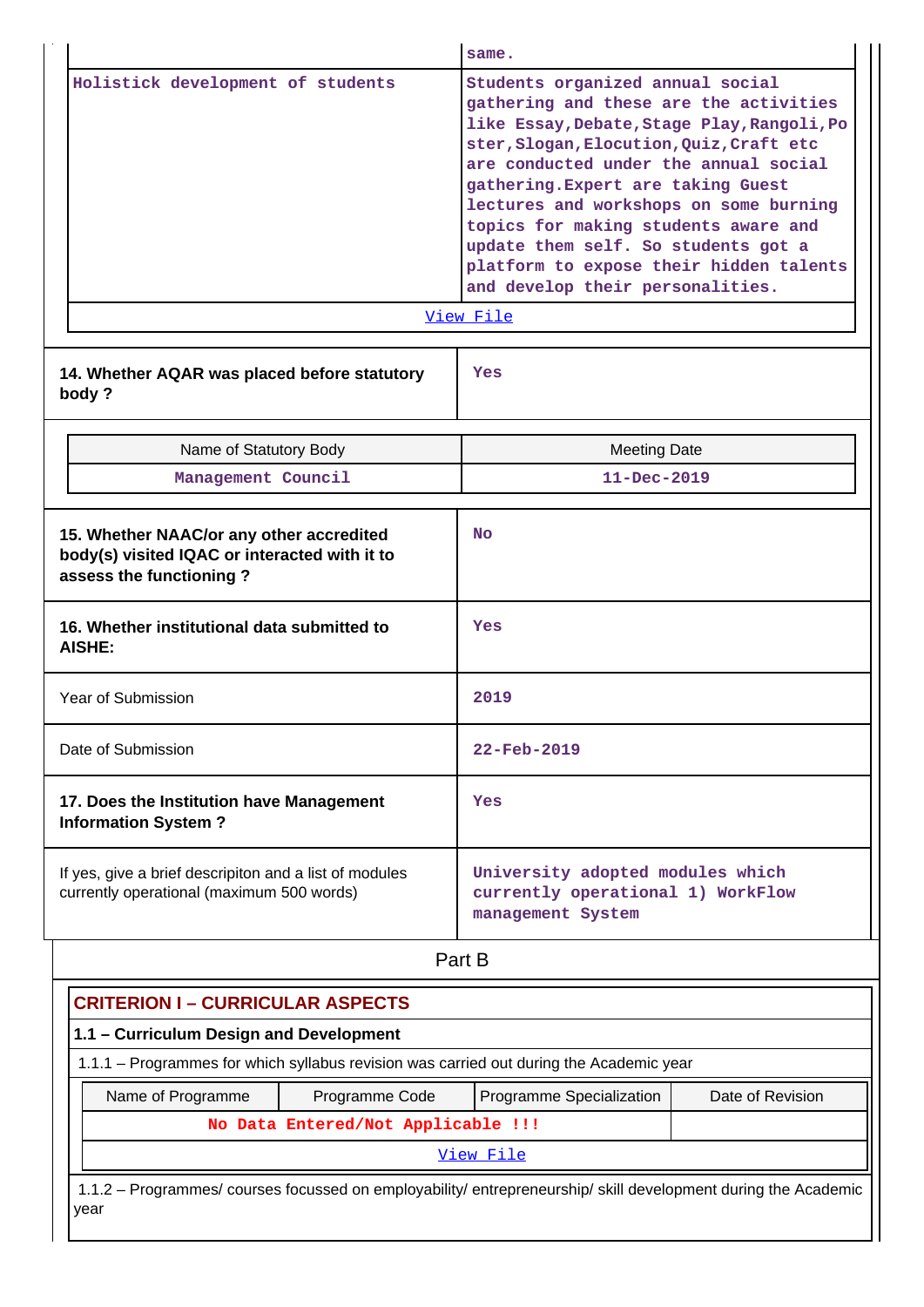| | |
|---|---|
| | same. |
| Holistick development of students | Students organized annual social gathering and these are the activities like Essay,Debate,Stage Play,Rangoli,Poster,Slogan,Elocution,Quiz,Craft etc are conducted under the annual social gathering.Expert are taking Guest lectures and workshops on some burning topics for making students aware and update them self. So students got a platform to expose their hidden talents and develop their personalities. |
| View File | |

| | |
|---|---|
| **14. Whether AQAR was placed before statutory body ?** | Yes |

| Name of Statutory Body | Meeting Date |
|---|---|
| Management Council | 11-Dec-2019 |

| | |
|---|---|
| **15. Whether NAAC/or any other accredited body(s) visited IQAC or interacted with it to assess the functioning ?** | No |
| **16. Whether institutional data submitted to AISHE:** | Yes |
| Year of Submission | 2019 |
| Date of Submission | 22-Feb-2019 |
| **17. Does the Institution have Management Information System ?** | Yes |
| If yes, give a brief descripiton and a list of modules currently operational (maximum 500 words) | University adopted modules which currently operational 1) WorkFlow management System |

## Part B

### CRITERION I – CURRICULAR ASPECTS

**1.1 – Curriculum Design and Development**

1.1.1 – Programmes for which syllabus revision was carried out during the Academic year

| Name of Programme | Programme Code | Programme Specialization | Date of Revision |
|---|---|---|---|
| No Data Entered/Not Applicable !!! | | | |
| View File | | | |

1.1.2 – Programmes/ courses focussed on employability/ entrepreneurship/ skill development during the Academic year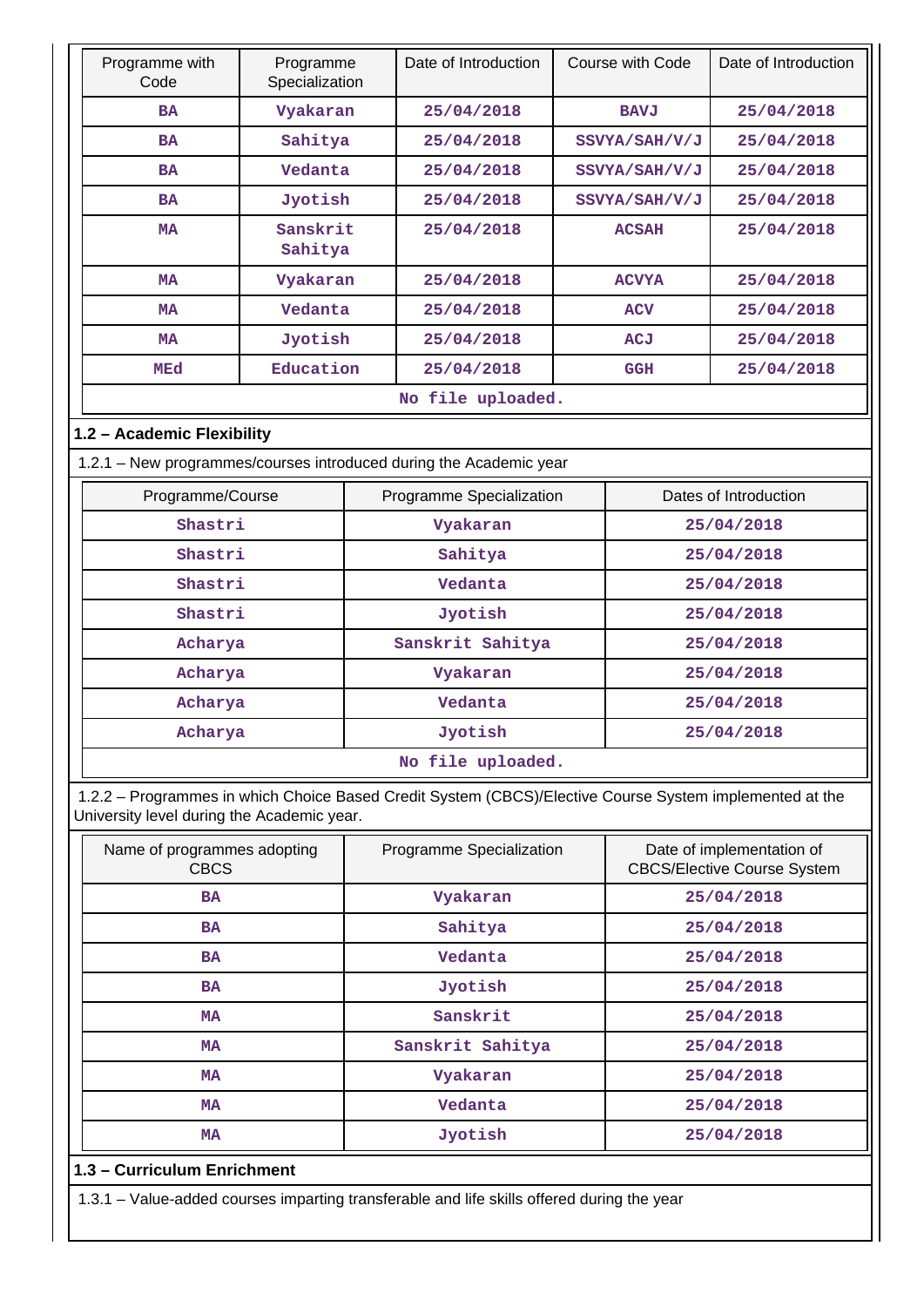| Programme with Code | Programme Specialization | Date of Introduction | Course with Code | Date of Introduction |
|---|---|---|---|---|
| BA | Vyakaran | 25/04/2018 | BAVJ | 25/04/2018 |
| BA | Sahitya | 25/04/2018 | SSVYA/SAH/V/J | 25/04/2018 |
| BA | Vedanta | 25/04/2018 | SSVYA/SAH/V/J | 25/04/2018 |
| BA | Jyotish | 25/04/2018 | SSVYA/SAH/V/J | 25/04/2018 |
| MA | Sanskrit Sahitya | 25/04/2018 | ACSAH | 25/04/2018 |
| MA | Vyakaran | 25/04/2018 | ACVYA | 25/04/2018 |
| MA | Vedanta | 25/04/2018 | ACV | 25/04/2018 |
| MA | Jyotish | 25/04/2018 | ACJ | 25/04/2018 |
| MEd | Education | 25/04/2018 | GGH | 25/04/2018 |

No file uploaded.

## 1.2 – Academic Flexibility

1.2.1 – New programmes/courses introduced during the Academic year

| Programme/Course | Programme Specialization | Dates of Introduction |
|---|---|---|
| Shastri | Vyakaran | 25/04/2018 |
| Shastri | Sahitya | 25/04/2018 |
| Shastri | Vedanta | 25/04/2018 |
| Shastri | Jyotish | 25/04/2018 |
| Acharya | Sanskrit Sahitya | 25/04/2018 |
| Acharya | Vyakaran | 25/04/2018 |
| Acharya | Vedanta | 25/04/2018 |
| Acharya | Jyotish | 25/04/2018 |

No file uploaded.

1.2.2 – Programmes in which Choice Based Credit System (CBCS)/Elective Course System implemented at the University level during the Academic year.

| Name of programmes adopting CBCS | Programme Specialization | Date of implementation of CBCS/Elective Course System |
|---|---|---|
| BA | Vyakaran | 25/04/2018 |
| BA | Sahitya | 25/04/2018 |
| BA | Vedanta | 25/04/2018 |
| BA | Jyotish | 25/04/2018 |
| MA | Sanskrit | 25/04/2018 |
| MA | Sanskrit Sahitya | 25/04/2018 |
| MA | Vyakaran | 25/04/2018 |
| MA | Vedanta | 25/04/2018 |
| MA | Jyotish | 25/04/2018 |

## 1.3 – Curriculum Enrichment

1.3.1 – Value-added courses imparting transferable and life skills offered during the year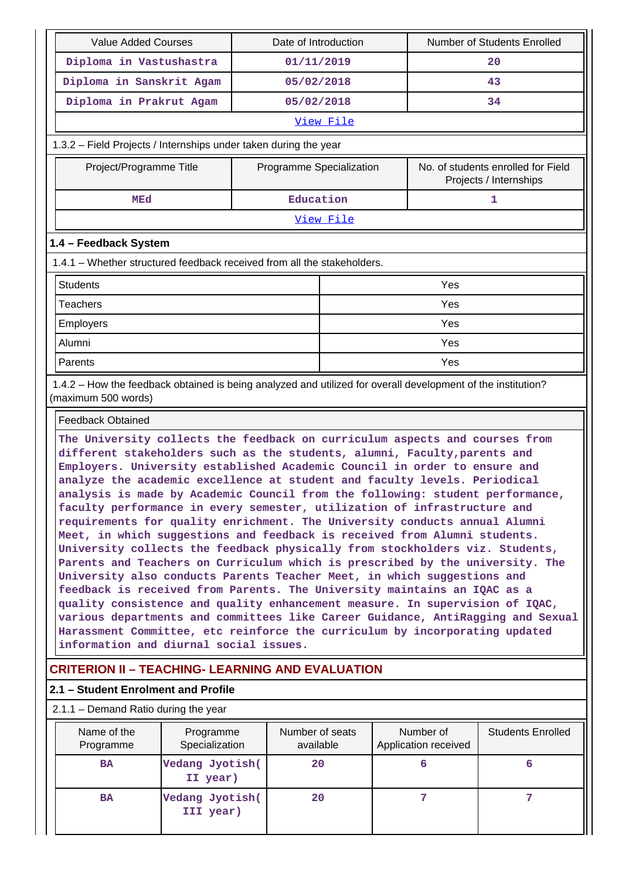| Value Added Courses | Date of Introduction | Number of Students Enrolled |
|---|---|---|
| Diploma in Vastushastra | 01/11/2019 | 20 |
| Diploma in Sanskrit Agam | 05/02/2018 | 43 |
| Diploma in Prakrut Agam | 05/02/2018 | 34 |
| View File | | |

1.3.2 – Field Projects / Internships under taken during the year

| Project/Programme Title | Programme Specialization | No. of students enrolled for Field Projects / Internships |
|---|---|---|
| MEd | Education | 1 |
| View File | | |

### 1.4 – Feedback System

1.4.1 – Whether structured feedback received from all the stakeholders.

| | |
|---|---|
| Students | Yes |
| Teachers | Yes |
| Employers | Yes |
| Alumni | Yes |
| Parents | Yes |

1.4.2 – How the feedback obtained is being analyzed and utilized for overall development of the institution? (maximum 500 words)

Feedback Obtained

The University collects the feedback on curriculum aspects and courses from different stakeholders such as the students, alumni, Faculty,parents and Employers. University established Academic Council in order to ensure and analyze the academic excellence at student and faculty levels. Periodical analysis is made by Academic Council from the following: student performance, faculty performance in every semester, utilization of infrastructure and requirements for quality enrichment. The University conducts annual Alumni Meet, in which suggestions and feedback is received from Alumni students. University collects the feedback physically from stockholders viz. Students, Parents and Teachers on Curriculum which is prescribed by the university. The University also conducts Parents Teacher Meet, in which suggestions and feedback is received from Parents. The University maintains an IQAC as a quality consistence and quality enhancement measure. In supervision of IQAC, various departments and committees like Career Guidance, AntiRagging and Sexual Harassment Committee, etc reinforce the curriculum by incorporating updated information and diurnal social issues.

## CRITERION II – TEACHING- LEARNING AND EVALUATION

### 2.1 – Student Enrolment and Profile

2.1.1 – Demand Ratio during the year

| Name of the Programme | Programme Specialization | Number of seats available | Number of Application received | Students Enrolled |
|---|---|---|---|---|
| BA | Vedang Jyotish( II year) | 20 | 6 | 6 |
| BA | Vedang Jyotish( III year) | 20 | 7 | 7 |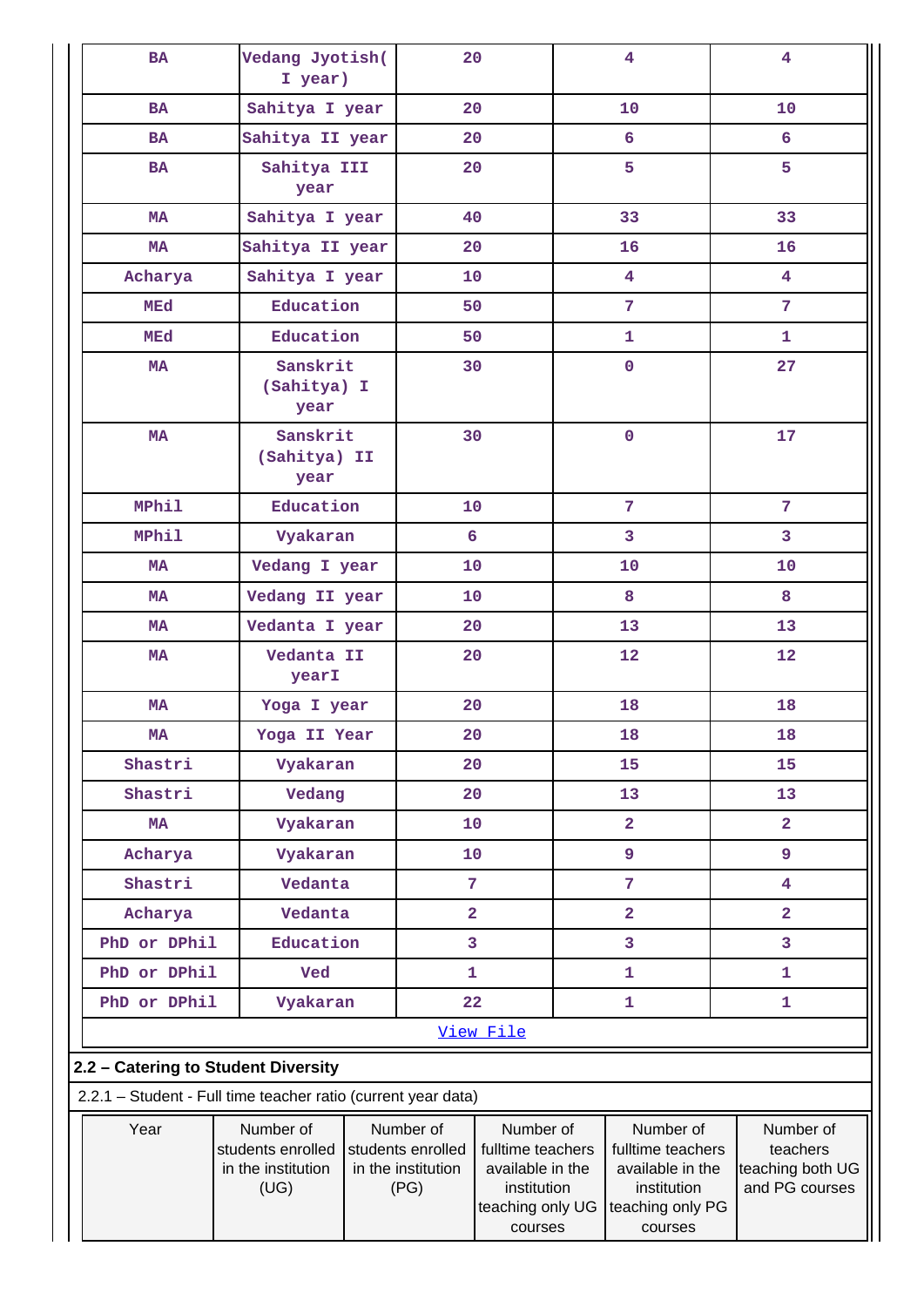| BA | Vedang Jyotish( I year) | 20 | 4 | 4 |
|---|---|---|---|---|
| BA | Sahitya I year | 20 | 10 | 10 |
| BA | Sahitya II year | 20 | 6 | 6 |
| BA | Sahitya III year | 20 | 5 | 5 |
| MA | Sahitya I year | 40 | 33 | 33 |
| MA | Sahitya II year | 20 | 16 | 16 |
| Acharya | Sahitya I year | 10 | 4 | 4 |
| MEd | Education | 50 | 7 | 7 |
| MEd | Education | 50 | 1 | 1 |
| MA | Sanskrit (Sahitya) I year | 30 | 0 | 27 |
| MA | Sanskrit (Sahitya) II year | 30 | 0 | 17 |
| MPhil | Education | 10 | 7 | 7 |
| MPhil | Vyakaran | 6 | 3 | 3 |
| MA | Vedang I year | 10 | 10 | 10 |
| MA | Vedang II year | 10 | 8 | 8 |
| MA | Vedanta I year | 20 | 13 | 13 |
| MA | Vedanta II yearI | 20 | 12 | 12 |
| MA | Yoga I year | 20 | 18 | 18 |
| MA | Yoga II Year | 20 | 18 | 18 |
| Shastri | Vyakaran | 20 | 15 | 15 |
| Shastri | Vedang | 20 | 13 | 13 |
| MA | Vyakaran | 10 | 2 | 2 |
| Acharya | Vyakaran | 10 | 9 | 9 |
| Shastri | Vedanta | 7 | 7 | 4 |
| Acharya | Vedanta | 2 | 2 | 2 |
| PhD or DPhil | Education | 3 | 3 | 3 |
| PhD or DPhil | Ved | 1 | 1 | 1 |
| PhD or DPhil | Vyakaran | 22 | 1 | 1 |

View File

**2.2 – Catering to Student Diversity**

2.2.1 – Student - Full time teacher ratio (current year data)

| Year | Number of students enrolled in the institution (UG) | Number of students enrolled in the institution (PG) | Number of fulltime teachers available in the institution teaching only UG courses | Number of fulltime teachers available in the institution teaching only PG courses | Number of teachers teaching both UG and PG courses |
|---|---|---|---|---|---|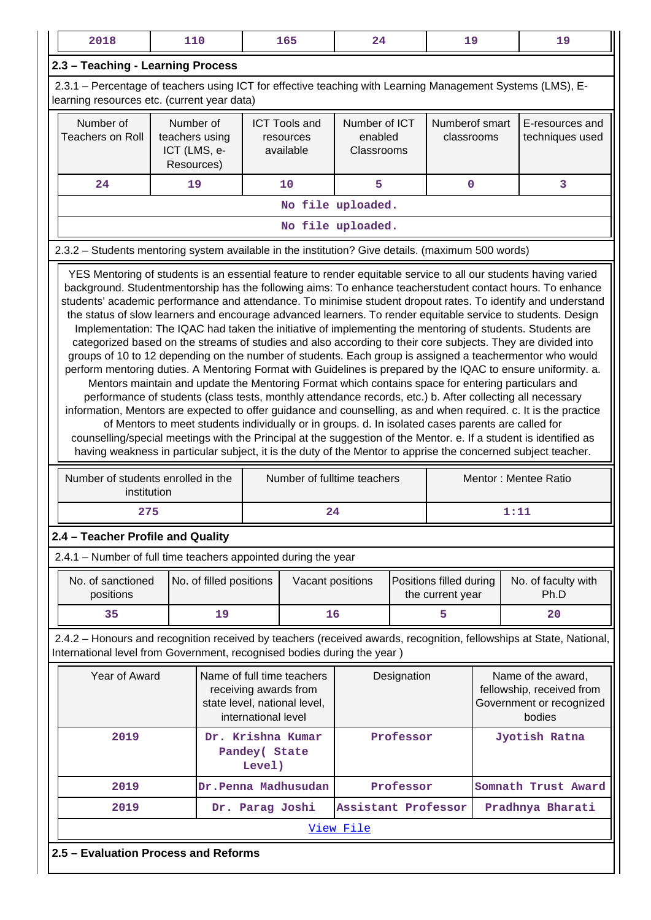| 2018 | 110 | 165 | 24 | 19 | 19 |
|---|---|---|---|---|---|

### 2.3 – Teaching - Learning Process

2.3.1 – Percentage of teachers using ICT for effective teaching with Learning Management Systems (LMS), E-learning resources etc. (current year data)

| Number of Teachers on Roll | Number of teachers using ICT (LMS, e-Resources) | ICT Tools and resources available | Number of ICT enabled Classrooms | Numberof smart classrooms | E-resources and techniques used |
|---|---|---|---|---|---|
| 24 | 19 | 10 | 5 | 0 | 3 |
| No file uploaded. | | | | | |
| No file uploaded. | | | | | |

2.3.2 – Students mentoring system available in the institution? Give details. (maximum 500 words)

YES Mentoring of students is an essential feature to render equitable service to all our students having varied background. Studentmentorship has the following aims: To enhance teacherstudent contact hours. To enhance students' academic performance and attendance. To minimise student dropout rates. To identify and understand the status of slow learners and encourage advanced learners. To render equitable service to students. Design Implementation: The IQAC had taken the initiative of implementing the mentoring of students. Students are categorized based on the streams of studies and also according to their core subjects. They are divided into groups of 10 to 12 depending on the number of students. Each group is assigned a teachermentor who would perform mentoring duties. A Mentoring Format with Guidelines is prepared by the IQAC to ensure uniformity. a. Mentors maintain and update the Mentoring Format which contains space for entering particulars and performance of students (class tests, monthly attendance records, etc.) b. After collecting all necessary information, Mentors are expected to offer guidance and counselling, as and when required. c. It is the practice of Mentors to meet students individually or in groups. d. In isolated cases parents are called for counselling/special meetings with the Principal at the suggestion of the Mentor. e. If a student is identified as having weakness in particular subject, it is the duty of the Mentor to apprise the concerned subject teacher.

| Number of students enrolled in the institution | Number of fulltime teachers | Mentor : Mentee Ratio |
|---|---|---|
| 275 | 24 | 1:11 |

### 2.4 – Teacher Profile and Quality

2.4.1 – Number of full time teachers appointed during the year

| No. of sanctioned positions | No. of filled positions | Vacant positions | Positions filled during the current year | No. of faculty with Ph.D |
|---|---|---|---|---|
| 35 | 19 | 16 | 5 | 20 |

2.4.2 – Honours and recognition received by teachers (received awards, recognition, fellowships at State, National, International level from Government, recognised bodies during the year )

| Year of Award | Name of full time teachers receiving awards from state level, national level, international level | Designation | Name of the award, fellowship, received from Government or recognized bodies |
|---|---|---|---|
| 2019 | Dr. Krishna Kumar Pandey( State Level) | Professor | Jyotish Ratna |
| 2019 | Dr.Penna Madhusudan | Professor | Somnath Trust Award |
| 2019 | Dr. Parag Joshi | Assistant Professor | Pradhnya Bharati |
| View File | | | |

### 2.5 – Evaluation Process and Reforms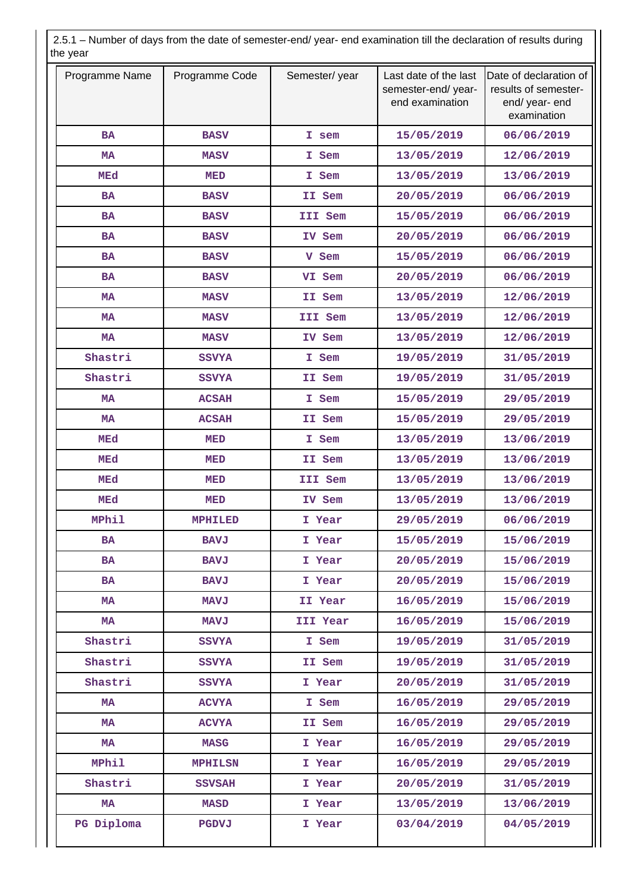2.5.1 – Number of days from the date of semester-end/ year- end examination till the declaration of results during the year

| Programme Name | Programme Code | Semester/ year | Last date of the last semester-end/ year-end examination | Date of declaration of results of semester-end/ year- end examination |
|---|---|---|---|---|
| BA | BASV | I sem | 15/05/2019 | 06/06/2019 |
| MA | MASV | I Sem | 13/05/2019 | 12/06/2019 |
| MEd | MED | I Sem | 13/05/2019 | 13/06/2019 |
| BA | BASV | II Sem | 20/05/2019 | 06/06/2019 |
| BA | BASV | III Sem | 15/05/2019 | 06/06/2019 |
| BA | BASV | IV Sem | 20/05/2019 | 06/06/2019 |
| BA | BASV | V Sem | 15/05/2019 | 06/06/2019 |
| BA | BASV | VI Sem | 20/05/2019 | 06/06/2019 |
| MA | MASV | II Sem | 13/05/2019 | 12/06/2019 |
| MA | MASV | III Sem | 13/05/2019 | 12/06/2019 |
| MA | MASV | IV Sem | 13/05/2019 | 12/06/2019 |
| Shastri | SSVYA | I Sem | 19/05/2019 | 31/05/2019 |
| Shastri | SSVYA | II Sem | 19/05/2019 | 31/05/2019 |
| MA | ACSAH | I Sem | 15/05/2019 | 29/05/2019 |
| MA | ACSAH | II Sem | 15/05/2019 | 29/05/2019 |
| MEd | MED | I Sem | 13/05/2019 | 13/06/2019 |
| MEd | MED | II Sem | 13/05/2019 | 13/06/2019 |
| MEd | MED | III Sem | 13/05/2019 | 13/06/2019 |
| MEd | MED | IV Sem | 13/05/2019 | 13/06/2019 |
| MPhil | MPHILED | I Year | 29/05/2019 | 06/06/2019 |
| BA | BAVJ | I Year | 15/05/2019 | 15/06/2019 |
| BA | BAVJ | I Year | 20/05/2019 | 15/06/2019 |
| BA | BAVJ | I Year | 20/05/2019 | 15/06/2019 |
| MA | MAVJ | II Year | 16/05/2019 | 15/06/2019 |
| MA | MAVJ | III Year | 16/05/2019 | 15/06/2019 |
| Shastri | SSVYA | I Sem | 19/05/2019 | 31/05/2019 |
| Shastri | SSVYA | II Sem | 19/05/2019 | 31/05/2019 |
| Shastri | SSVYA | I Year | 20/05/2019 | 31/05/2019 |
| MA | ACVYA | I Sem | 16/05/2019 | 29/05/2019 |
| MA | ACVYA | II Sem | 16/05/2019 | 29/05/2019 |
| MA | MASG | I Year | 16/05/2019 | 29/05/2019 |
| MPhil | MPHILSN | I Year | 16/05/2019 | 29/05/2019 |
| Shastri | SSVSAH | I Year | 20/05/2019 | 31/05/2019 |
| MA | MASD | I Year | 13/05/2019 | 13/06/2019 |
| PG Diploma | PGDVJ | I Year | 03/04/2019 | 04/05/2019 |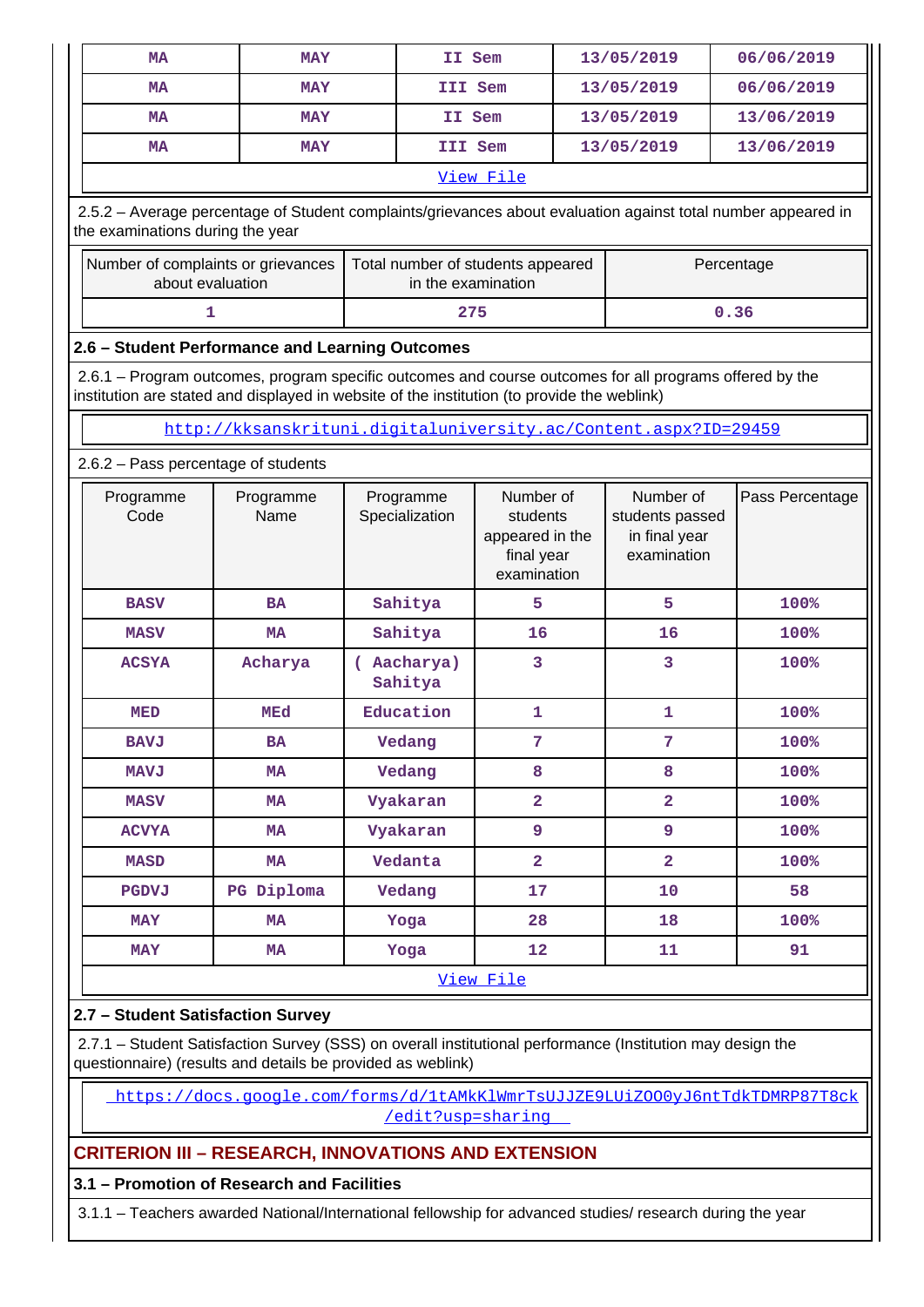| MA | MAY | II Sem | 13/05/2019 | 06/06/2019 |
|---|---|---|---|---|
| MA | MAY | III Sem | 13/05/2019 | 06/06/2019 |
| MA | MAY | II Sem | 13/05/2019 | 13/06/2019 |
| MA | MAY | III Sem | 13/05/2019 | 13/06/2019 |
| View File | | | | |

2.5.2 – Average percentage of Student complaints/grievances about evaluation against total number appeared in the examinations during the year

| Number of complaints or grievances about evaluation | Total number of students appeared in the examination | Percentage |
|---|---|---|
| 1 | 275 | 0.36 |

### 2.6 – Student Performance and Learning Outcomes

2.6.1 – Program outcomes, program specific outcomes and course outcomes for all programs offered by the institution are stated and displayed in website of the institution (to provide the weblink)

http://kksanskrituni.digitaluniversity.ac/Content.aspx?ID=29459

2.6.2 – Pass percentage of students

| Programme Code | Programme Name | Programme Specialization | Number of students appeared in the final year examination | Number of students passed in final year examination | Pass Percentage |
|---|---|---|---|---|---|
| BASV | BA | Sahitya | 5 | 5 | 100% |
| MASV | MA | Sahitya | 16 | 16 | 100% |
| ACSYA | Acharya | ( Aacharya) Sahitya | 3 | 3 | 100% |
| MED | MEd | Education | 1 | 1 | 100% |
| BAVJ | BA | Vedang | 7 | 7 | 100% |
| MAVJ | MA | Vedang | 8 | 8 | 100% |
| MASV | MA | Vyakaran | 2 | 2 | 100% |
| ACVYA | MA | Vyakaran | 9 | 9 | 100% |
| MASD | MA | Vedanta | 2 | 2 | 100% |
| PGDVJ | PG Diploma | Vedang | 17 | 10 | 58 |
| MAY | MA | Yoga | 28 | 18 | 100% |
| MAY | MA | Yoga | 12 | 11 | 91 |
| View File | | | | | |

### 2.7 – Student Satisfaction Survey

2.7.1 – Student Satisfaction Survey (SSS) on overall institutional performance (Institution may design the questionnaire) (results and details be provided as weblink)

https://docs.google.com/forms/d/1tAMkKlWmrTsUJJZE9LUiZOO0yJ6ntTdkTDMRP87T8ck/edit?usp=sharing

## CRITERION III – RESEARCH, INNOVATIONS AND EXTENSION

### 3.1 – Promotion of Research and Facilities

3.1.1 – Teachers awarded National/International fellowship for advanced studies/ research during the year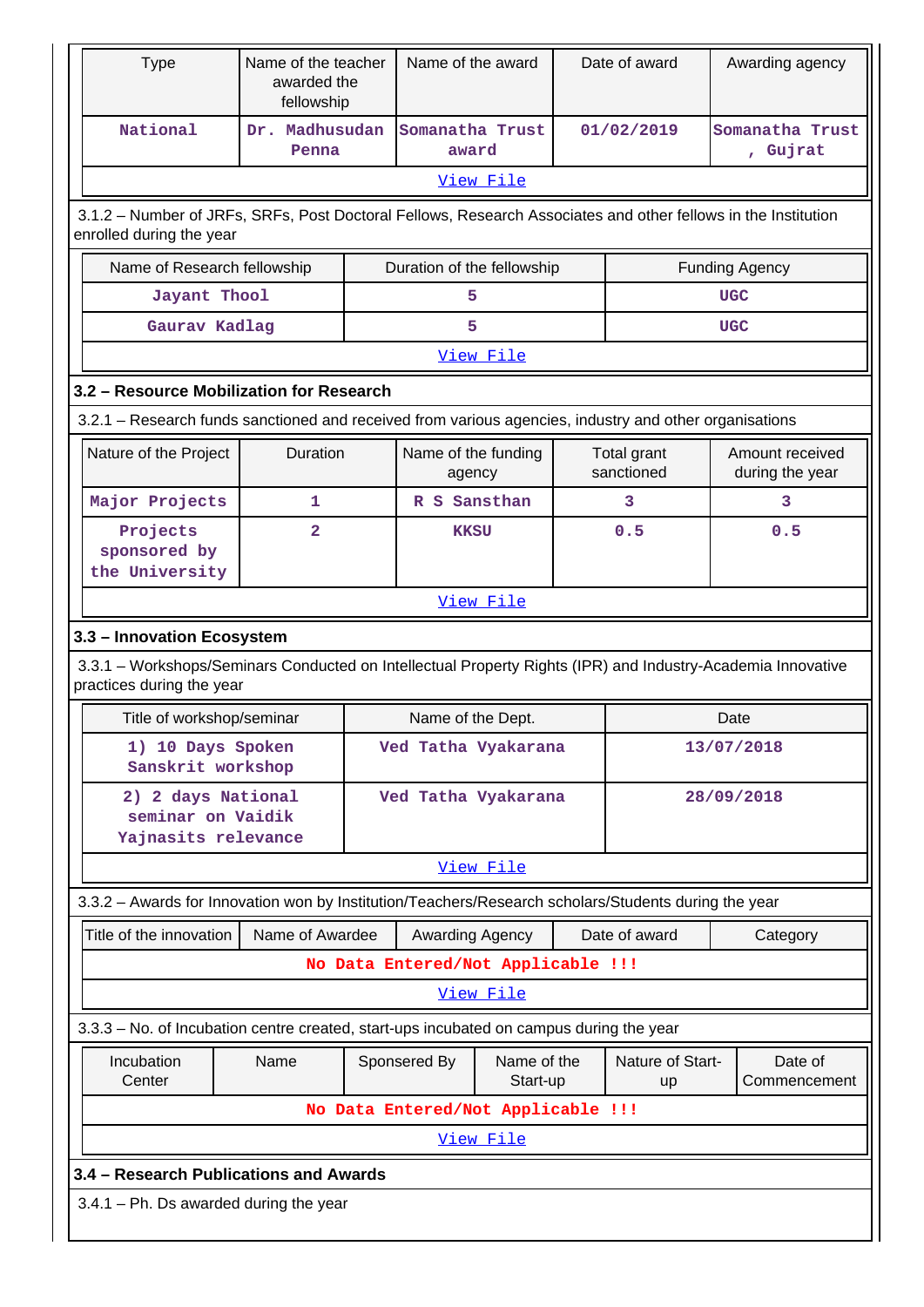| Type | Name of the teacher awarded the fellowship | Name of the award | Date of award | Awarding agency |
|---|---|---|---|---|
| National | Dr. Madhusudan Penna | Somanatha Trust award | 01/02/2019 | Somanatha Trust , Gujrat |
| View File | | | | |

3.1.2 – Number of JRFs, SRFs, Post Doctoral Fellows, Research Associates and other fellows in the Institution enrolled during the year

| Name of Research fellowship | Duration of the fellowship | Funding Agency |
|---|---|---|
| Jayant Thool | 5 | UGC |
| Gaurav Kadlag | 5 | UGC |
| View File | | |

**3.2 – Resource Mobilization for Research**

3.2.1 – Research funds sanctioned and received from various agencies, industry and other organisations

| Nature of the Project | Duration | Name of the funding agency | Total grant sanctioned | Amount received during the year |
|---|---|---|---|---|
| Major Projects | 1 | R S Sansthan | 3 | 3 |
| Projects sponsored by the University | 2 | KKSU | 0.5 | 0.5 |
| View File | | | | |

**3.3 – Innovation Ecosystem**

3.3.1 – Workshops/Seminars Conducted on Intellectual Property Rights (IPR) and Industry-Academia Innovative practices during the year

| Title of workshop/seminar | Name of the Dept. | Date |
|---|---|---|
| 1) 10 Days Spoken Sanskrit workshop | Ved Tatha Vyakarana | 13/07/2018 |
| 2) 2 days National seminar on Vaidik Yajnasits relevance | Ved Tatha Vyakarana | 28/09/2018 |
| View File | | |

3.3.2 – Awards for Innovation won by Institution/Teachers/Research scholars/Students during the year

| Title of the innovation | Name of Awardee | Awarding Agency | Date of award | Category |
|---|---|---|---|---|
| No Data Entered/Not Applicable !!! | | | | |
| View File | | | | |

3.3.3 – No. of Incubation centre created, start-ups incubated on campus during the year

| Incubation Center | Name | Sponsored By | Name of the Start-up | Nature of Start-up | Date of Commencement |
|---|---|---|---|---|---|
| No Data Entered/Not Applicable !!! | | | | | |
| View File | | | | | |

**3.4 – Research Publications and Awards**

3.4.1 – Ph. Ds awarded during the year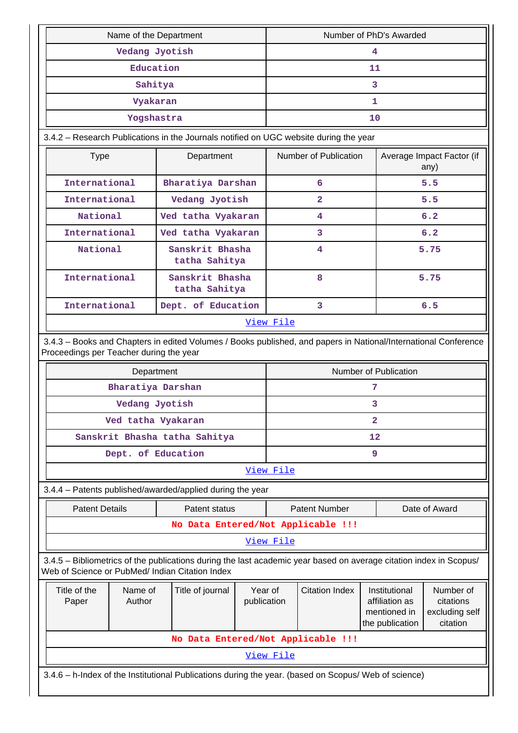| Name of the Department | Number of PhD's Awarded |
|---|---|
| Vedang Jyotish | 4 |
| Education | 11 |
| Sahitya | 3 |
| Vyakaran | 1 |
| Yogshastra | 10 |

3.4.2 – Research Publications in the Journals notified on UGC website during the year

| Type | Department | Number of Publication | Average Impact Factor (if any) |
|---|---|---|---|
| International | Bharatiya Darshan | 6 | 5.5 |
| International | Vedang Jyotish | 2 | 5.5 |
| National | Ved tatha Vyakaran | 4 | 6.2 |
| International | Ved tatha Vyakaran | 3 | 6.2 |
| National | Sanskrit Bhasha tatha Sahitya | 4 | 5.75 |
| International | Sanskrit Bhasha tatha Sahitya | 8 | 5.75 |
| International | Dept. of Education | 3 | 6.5 |
| View File | | | |

3.4.3 – Books and Chapters in edited Volumes / Books published, and papers in National/International Conference Proceedings per Teacher during the year

| Department | Number of Publication |
|---|---|
| Bharatiya Darshan | 7 |
| Vedang Jyotish | 3 |
| Ved tatha Vyakaran | 2 |
| Sanskrit Bhasha tatha Sahitya | 12 |
| Dept. of Education | 9 |
| View File | |

3.4.4 – Patents published/awarded/applied during the year

| Patent Details | Patent status | Patent Number | Date of Award |
|---|---|---|---|
| No Data Entered/Not Applicable !!! | | | |
| View File | | | |

3.4.5 – Bibliometrics of the publications during the last academic year based on average citation index in Scopus/ Web of Science or PubMed/ Indian Citation Index

| Title of the Paper | Name of Author | Title of journal | Year of publication | Citation Index | Institutional affiliation as mentioned in the publication | Number of citations excluding self citation |
|---|---|---|---|---|---|---|
| No Data Entered/Not Applicable !!! | | | | | | |
| View File | | | | | | |

3.4.6 – h-Index of the Institutional Publications during the year. (based on Scopus/ Web of science)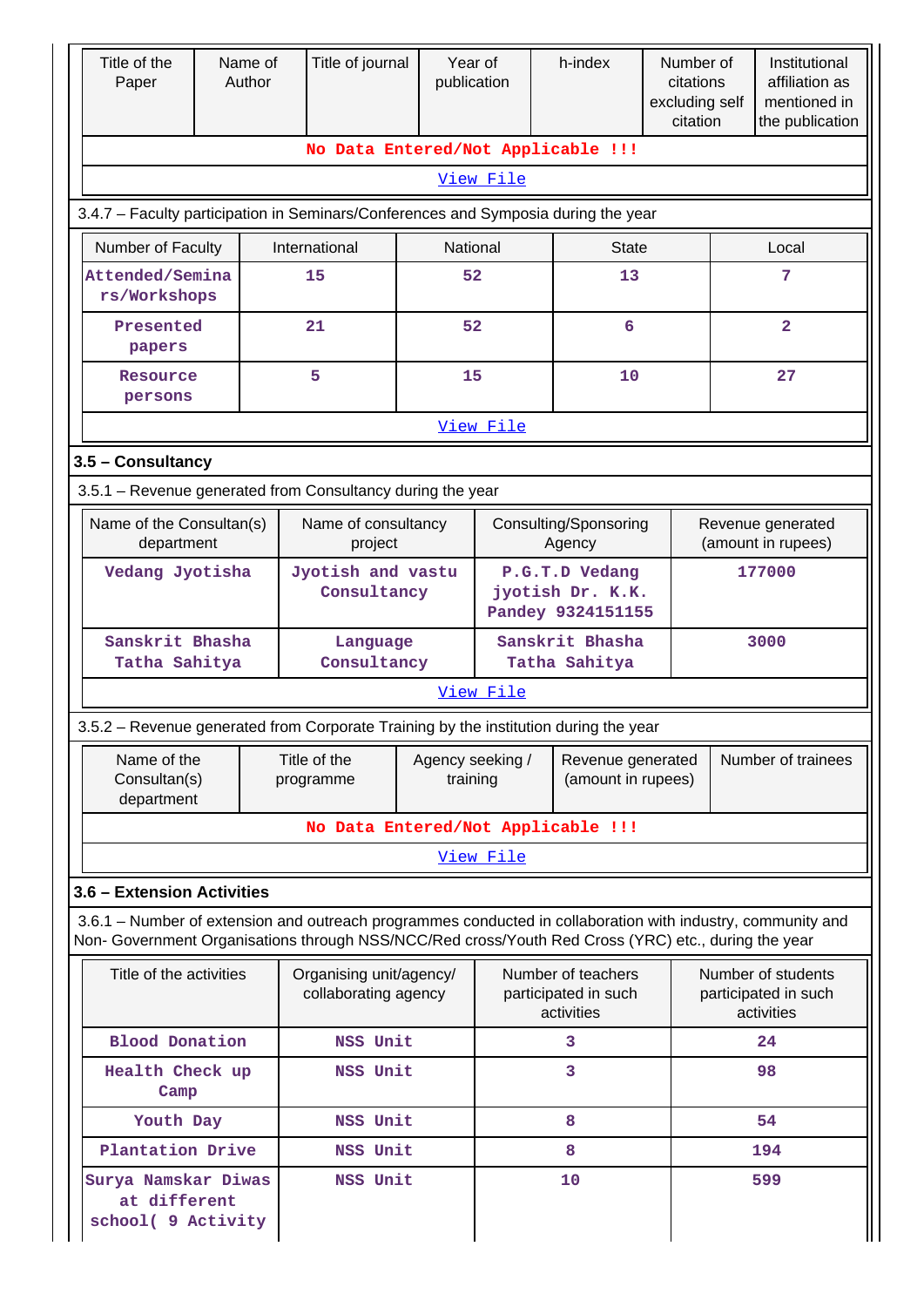| Title of the Paper | Name of Author | Title of journal | Year of publication | h-index | Number of citations excluding self citation | Institutional affiliation as mentioned in the publication |
|---|---|---|---|---|---|---|
| No Data Entered/Not Applicable !!! | | | | | | |
| View File | | | | | | |

3.4.7 – Faculty participation in Seminars/Conferences and Symposia during the year

| Number of Faculty | International | National | State | Local |
|---|---|---|---|---|
| Attended/Seminars/Workshops | 15 | 52 | 13 | 7 |
| Presented papers | 21 | 52 | 6 | 2 |
| Resource persons | 5 | 15 | 10 | 27 |
| View File | | | | |

### 3.5 – Consultancy

3.5.1 – Revenue generated from Consultancy during the year

| Name of the Consultan(s) department | Name of consultancy project | Consulting/Sponsoring Agency | Revenue generated (amount in rupees) |
|---|---|---|---|
| Vedang Jyotisha | Jyotish and vastu Consultancy | P.G.T.D Vedang jyotish Dr. K.K. Pandey 9324151155 | 177000 |
| Sanskrit Bhasha Tatha Sahitya | Language Consultancy | Sanskrit Bhasha Tatha Sahitya | 3000 |
| View File | | | |

3.5.2 – Revenue generated from Corporate Training by the institution during the year

| Name of the Consultan(s) department | Title of the programme | Agency seeking / training | Revenue generated (amount in rupees) | Number of trainees |
|---|---|---|---|---|
| No Data Entered/Not Applicable !!! | | | | |
| View File | | | | |

### 3.6 – Extension Activities

3.6.1 – Number of extension and outreach programmes conducted in collaboration with industry, community and Non- Government Organisations through NSS/NCC/Red cross/Youth Red Cross (YRC) etc., during the year

| Title of the activities | Organising unit/agency/ collaborating agency | Number of teachers participated in such activities | Number of students participated in such activities |
|---|---|---|---|
| Blood Donation | NSS Unit | 3 | 24 |
| Health Check up Camp | NSS Unit | 3 | 98 |
| Youth Day | NSS Unit | 8 | 54 |
| Plantation Drive | NSS Unit | 8 | 194 |
| Surya Namskar Diwas at different school( 9 Activity | NSS Unit | 10 | 599 |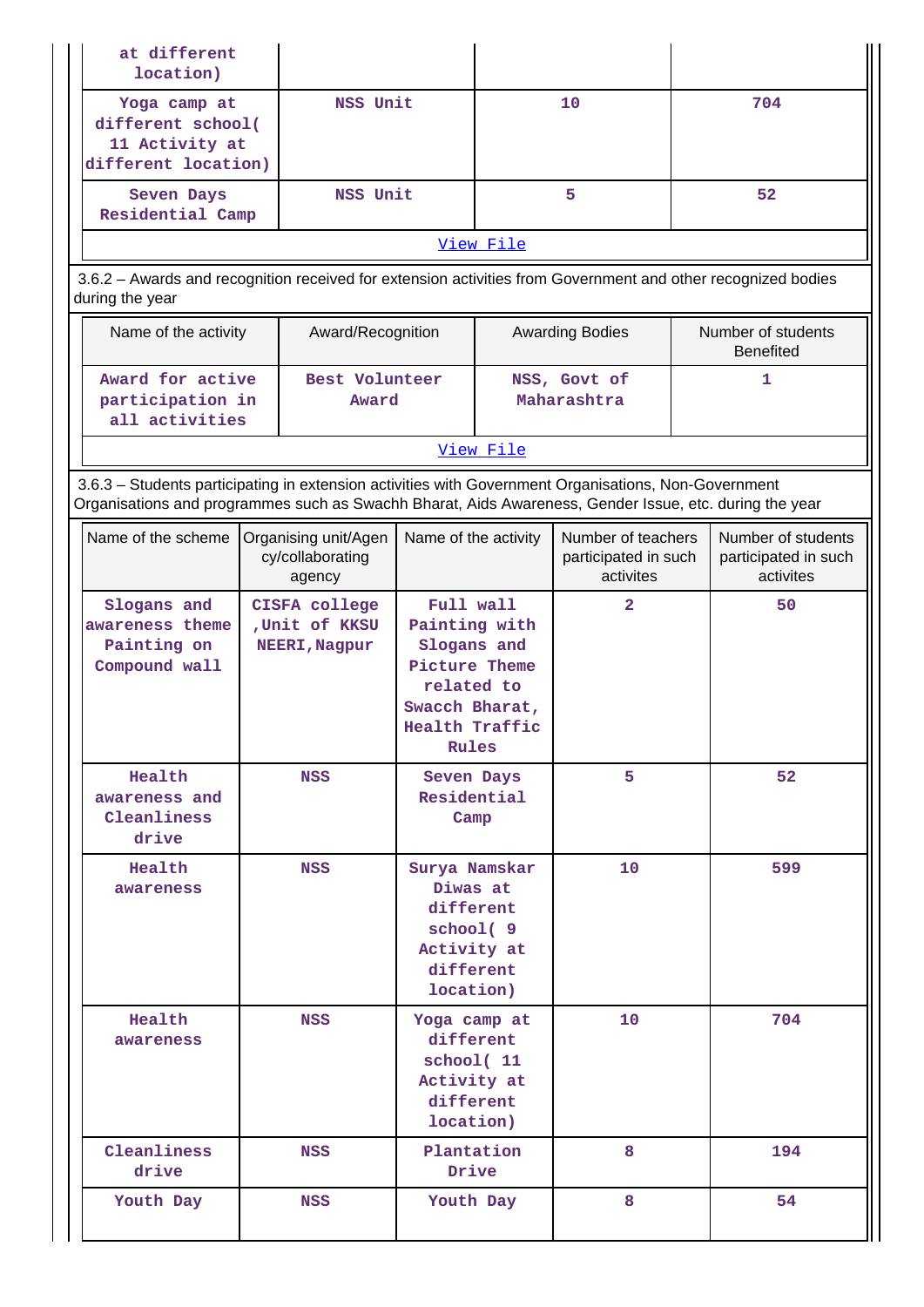| | | | |
|---|---|---|---|
| at different location) | | | |
| Yoga camp at different school( 11 Activity at different location) | NSS Unit | 10 | 704 |
| Seven Days Residential Camp | NSS Unit | 5 | 52 |

View File

3.6.2 – Awards and recognition received for extension activities from Government and other recognized bodies during the year

| Name of the activity | Award/Recognition | Awarding Bodies | Number of students Benefited |
|---|---|---|---|
| Award for active participation in all activities | Best Volunteer Award | NSS, Govt of Maharashtra | 1 |

View File

3.6.3 – Students participating in extension activities with Government Organisations, Non-Government Organisations and programmes such as Swachh Bharat, Aids Awareness, Gender Issue, etc. during the year

| Name of the scheme | Organising unit/Agency/collaborating agency | Name of the activity | Number of teachers participated in such activites | Number of students participated in such activites |
|---|---|---|---|---|
| Slogans and awareness theme Painting on Compound wall | CISFA college ,Unit of KKSU NEERI,Nagpur | Full wall Painting with Slogans and Picture Theme related to Swacch Bharat, Health Traffic Rules | 2 | 50 |
| Health awareness and Cleanliness drive | NSS | Seven Days Residential Camp | 5 | 52 |
| Health awareness | NSS | Surya Namskar Diwas at different school( 9 Activity at different location) | 10 | 599 |
| Health awareness | NSS | Yoga camp at different school( 11 Activity at different location) | 10 | 704 |
| Cleanliness drive | NSS | Plantation Drive | 8 | 194 |
| Youth Day | NSS | Youth Day | 8 | 54 |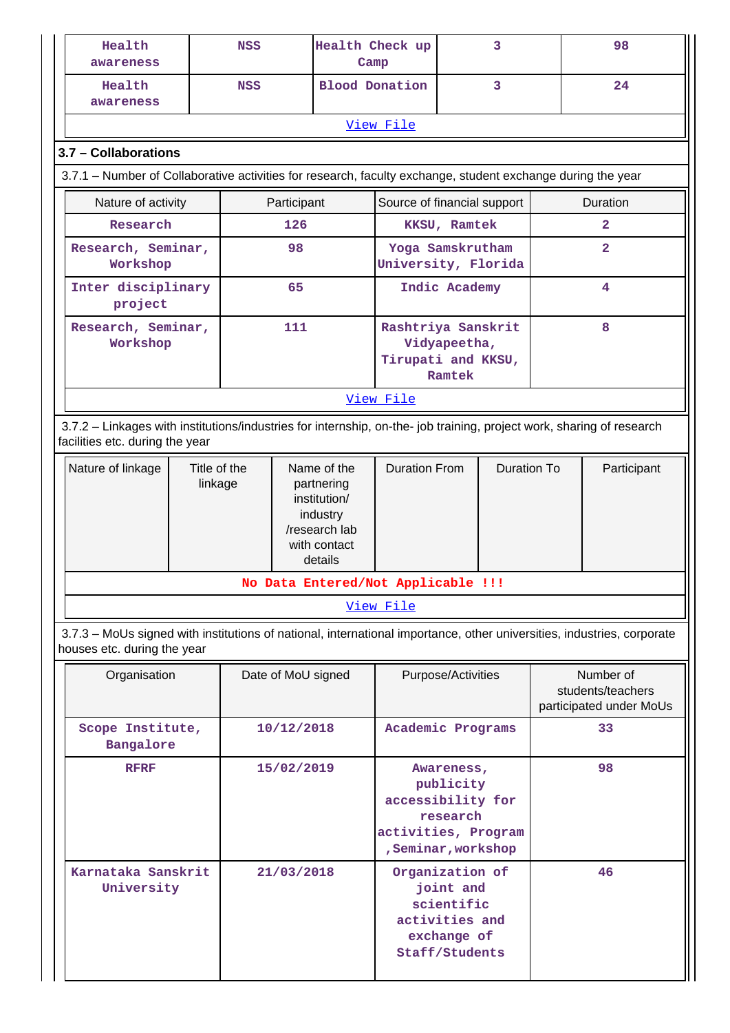| Health awareness | NSS | Health Check up Camp | 3 | 98 |
|---|---|---|---|---|
| Health awareness | NSS | Blood Donation | 3 | 24 |

View File

### 3.7 – Collaborations

3.7.1 – Number of Collaborative activities for research, faculty exchange, student exchange during the year

| Nature of activity | Participant | Source of financial support | Duration |
|---|---|---|---|
| Research | 126 | KKSU, Ramtek | 2 |
| Research, Seminar, Workshop | 98 | Yoga Samskrutham University, Florida | 2 |
| Inter disciplinary project | 65 | Indic Academy | 4 |
| Research, Seminar, Workshop | 111 | Rashtriya Sanskrit Vidyapeetha, Tirupati and KKSU, Ramtek | 8 |

View File

3.7.2 – Linkages with institutions/industries for internship, on-the- job training, project work, sharing of research facilities etc. during the year

| Nature of linkage | Title of the linkage | Name of the partnering institution/ industry /research lab with contact details | Duration From | Duration To | Participant |
|---|---|---|---|---|---|

No Data Entered/Not Applicable !!!

View File

3.7.3 – MoUs signed with institutions of national, international importance, other universities, industries, corporate houses etc. during the year

| Organisation | Date of MoU signed | Purpose/Activities | Number of students/teachers participated under MoUs |
|---|---|---|---|
| Scope Institute, Bangalore | 10/12/2018 | Academic Programs | 33 |
| RFRF | 15/02/2019 | Awareness, publicity accessibility for research activities, Program ,Seminar,workshop | 98 |
| Karnataka Sanskrit University | 21/03/2018 | Organization of joint and scientific activities and exchange of Staff/Students | 46 |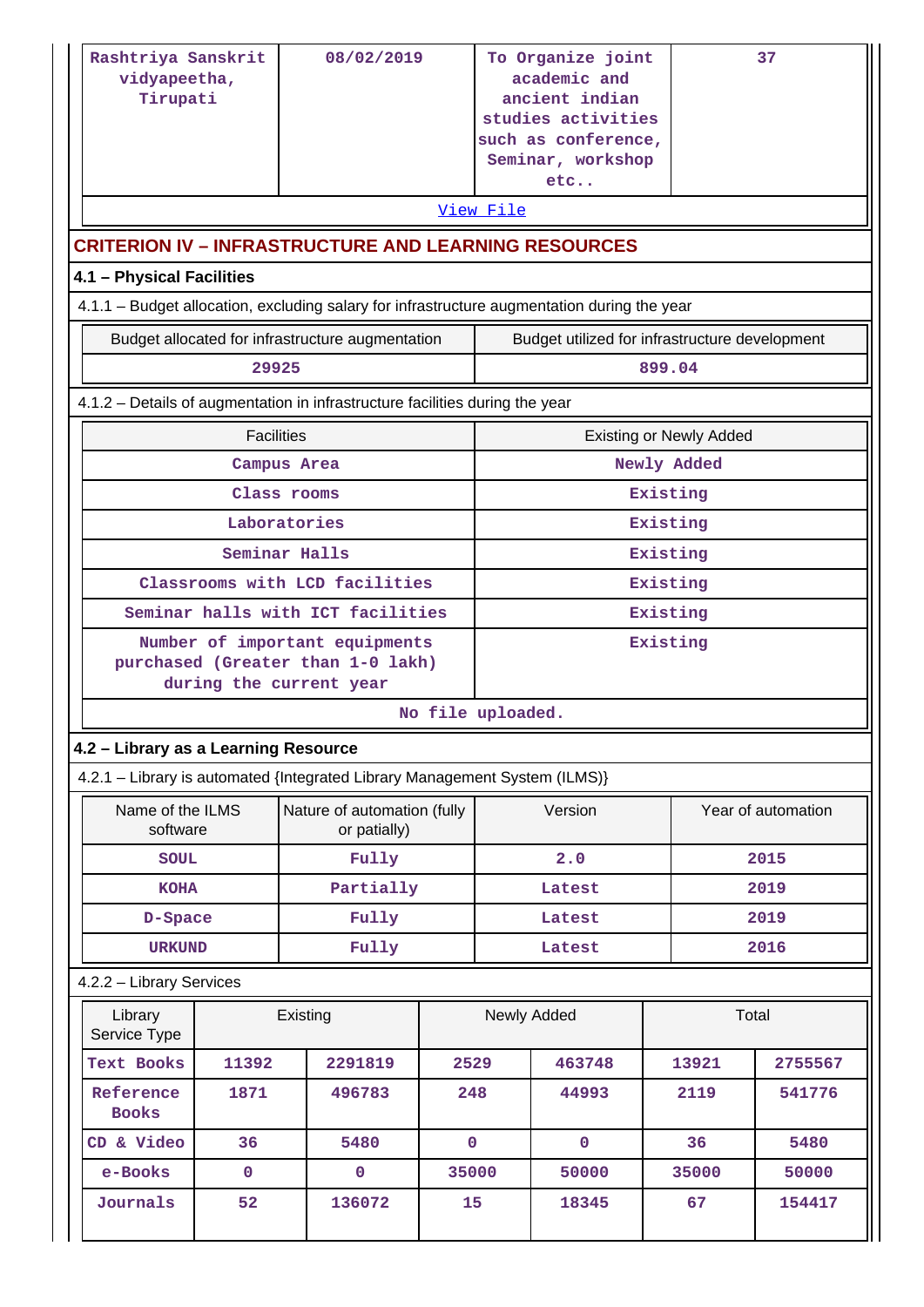| Rashtriya Sanskrit vidyapeetha, Tirupati | 08/02/2019 | To Organize joint academic and ancient indian studies activities such as conference, Seminar, workshop etc.. | 37 |
|---|---|---|---|

View File

## CRITERION IV – INFRASTRUCTURE AND LEARNING RESOURCES

### 4.1 – Physical Facilities

4.1.1 – Budget allocation, excluding salary for infrastructure augmentation during the year

| Budget allocated for infrastructure augmentation | Budget utilized for infrastructure development |
|---|---|
| 29925 | 899.04 |

4.1.2 – Details of augmentation in infrastructure facilities during the year

| Facilities | Existing or Newly Added |
|---|---|
| Campus Area | Newly Added |
| Class rooms | Existing |
| Laboratories | Existing |
| Seminar Halls | Existing |
| Classrooms with LCD facilities | Existing |
| Seminar halls with ICT facilities | Existing |
| Number of important equipments purchased (Greater than 1-0 lakh) during the current year | Existing |

No file uploaded.

### 4.2 – Library as a Learning Resource

4.2.1 – Library is automated {Integrated Library Management System (ILMS)}

| Name of the ILMS software | Nature of automation (fully or patially) | Version | Year of automation |
|---|---|---|---|
| SOUL | Fully | 2.0 | 2015 |
| KOHA | Partially | Latest | 2019 |
| D-Space | Fully | Latest | 2019 |
| URKUND | Fully | Latest | 2016 |

4.2.2 – Library Services

| Library Service Type | Existing | | Newly Added | | Total | |
|---|---|---|---|---|---|---|
| Text Books | 11392 | 2291819 | 2529 | 463748 | 13921 | 2755567 |
| Reference Books | 1871 | 496783 | 248 | 44993 | 2119 | 541776 |
| CD & Video | 36 | 5480 | 0 | 0 | 36 | 5480 |
| e-Books | 0 | 0 | 35000 | 50000 | 35000 | 50000 |
| Journals | 52 | 136072 | 15 | 18345 | 67 | 154417 |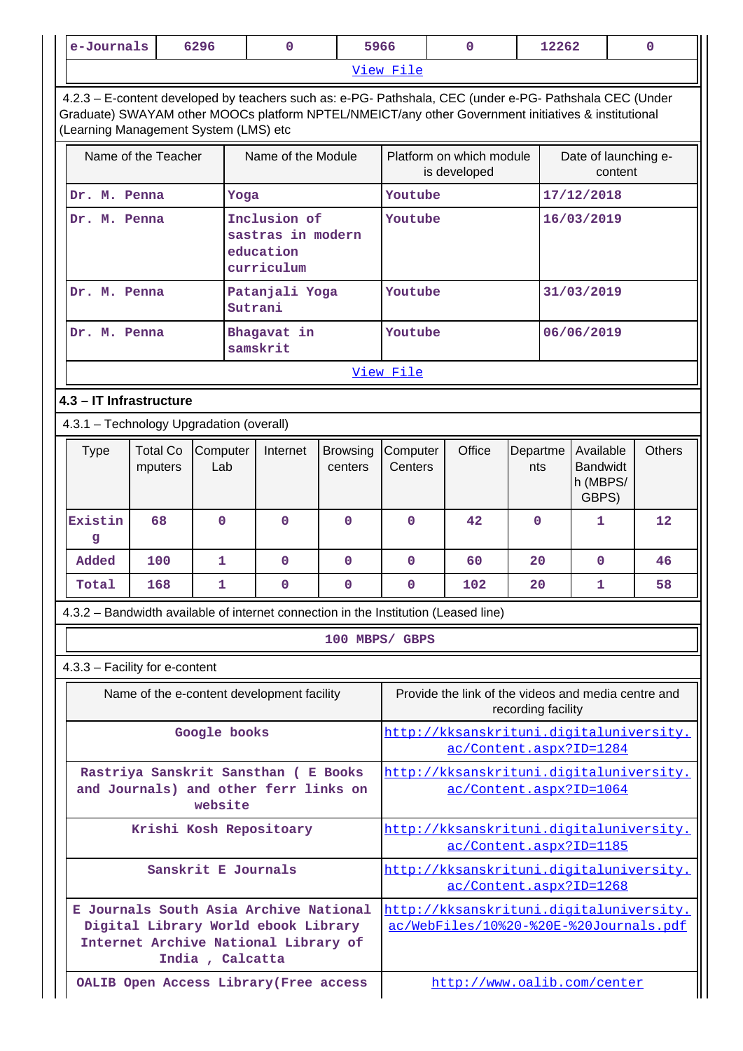| e-Journals | 6296 | 0 | 5966 | 0 | 12262 | 0 |
|---|---|---|---|---|---|---|
| View File | | | | | | |

4.2.3 – E-content developed by teachers such as: e-PG- Pathshala, CEC (under e-PG- Pathshala CEC (Under Graduate) SWAYAM other MOOCs platform NPTEL/NMEICT/any other Government initiatives & institutional (Learning Management System (LMS) etc

| Name of the Teacher | Name of the Module | Platform on which module is developed | Date of launching e-content |
|---|---|---|---|
| Dr. M. Penna | Yoga | Youtube | 17/12/2018 |
| Dr. M. Penna | Inclusion of sastras in modern education curriculum | Youtube | 16/03/2019 |
| Dr. M. Penna | Patanjali Yoga Sutrani | Youtube | 31/03/2019 |
| Dr. M. Penna | Bhagavat in samskrit | Youtube | 06/06/2019 |
| View File | | | |

**4.3 – IT Infrastructure**

4.3.1 – Technology Upgradation (overall)

| Type | Total Computers | Computer Lab | Internet | Browsing centers | Computer Centers | Office | Departments | Available Bandwidth (MBPS/ GBPS) | Others |
|---|---|---|---|---|---|---|---|---|---|
| Existing | 68 | 0 | 0 | 0 | 0 | 42 | 0 | 1 | 12 |
| Added | 100 | 1 | 0 | 0 | 0 | 60 | 20 | 0 | 46 |
| Total | 168 | 1 | 0 | 0 | 0 | 102 | 20 | 1 | 58 |

4.3.2 – Bandwidth available of internet connection in the Institution (Leased line)

100 MBPS/ GBPS

4.3.3 – Facility for e-content

| Name of the e-content development facility | Provide the link of the videos and media centre and recording facility |
|---|---|
| Google books | http://kksanskrituni.digitaluniversity.ac/Content.aspx?ID=1284 |
| Rastriya Sanskrit Sansthan ( E Books and Journals) and other ferr links on website | http://kksanskrituni.digitaluniversity.ac/Content.aspx?ID=1064 |
| Krishi Kosh Repositoary | http://kksanskrituni.digitaluniversity.ac/Content.aspx?ID=1185 |
| Sanskrit E Journals | http://kksanskrituni.digitaluniversity.ac/Content.aspx?ID=1268 |
| E Journals South Asia Archive National Digital Library World ebook Library Internet Archive National Library of India , Calcatta | http://kksanskrituni.digitaluniversity.ac/WebFiles/10%20-%20E-%20Journals.pdf |
| OALIB Open Access Library(Free access | http://www.oalib.com/center |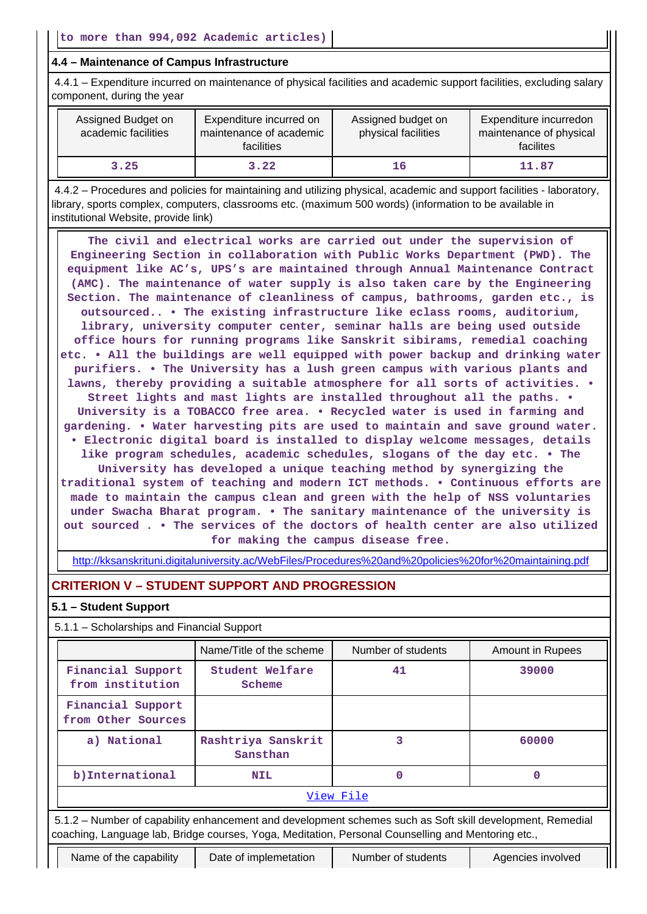to more than 994,092 Academic articles)

### 4.4 – Maintenance of Campus Infrastructure

4.4.1 – Expenditure incurred on maintenance of physical facilities and academic support facilities, excluding salary component, during the year

| Assigned Budget on academic facilities | Expenditure incurred on maintenance of academic facilities | Assigned budget on physical facilities | Expenditure incurredon maintenance of physical facilites |
|---|---|---|---|
| 3.25 | 3.22 | 16 | 11.87 |

4.4.2 – Procedures and policies for maintaining and utilizing physical, academic and support facilities - laboratory, library, sports complex, computers, classrooms etc. (maximum 500 words) (information to be available in institutional Website, provide link)

The civil and electrical works are carried out under the supervision of Engineering Section in collaboration with Public Works Department (PWD). The equipment like AC's, UPS's are maintained through Annual Maintenance Contract (AMC). The maintenance of water supply is also taken care by the Engineering Section. The maintenance of cleanliness of campus, bathrooms, garden etc., is outsourced.. • The existing infrastructure like eclass rooms, auditorium, library, university computer center, seminar halls are being used outside office hours for running programs like Sanskrit sibirams, remedial coaching etc. • All the buildings are well equipped with power backup and drinking water purifiers. • The University has a lush green campus with various plants and lawns, thereby providing a suitable atmosphere for all sorts of activities. • Street lights and mast lights are installed throughout all the paths. • University is a TOBACCO free area. • Recycled water is used in farming and gardening. • Water harvesting pits are used to maintain and save ground water. • Electronic digital board is installed to display welcome messages, details like program schedules, academic schedules, slogans of the day etc. • The University has developed a unique teaching method by synergizing the traditional system of teaching and modern ICT methods. • Continuous efforts are made to maintain the campus clean and green with the help of NSS voluntaries under Swacha Bharat program. • The sanitary maintenance of the university is out sourced . • The services of the doctors of health center are also utilized for making the campus disease free.

http://kksanskrituni.digitaluniversity.ac/WebFiles/Procedures%20and%20policies%20for%20maintaining.pdf

## CRITERION V – STUDENT SUPPORT AND PROGRESSION

### 5.1 – Student Support

5.1.1 – Scholarships and Financial Support

| | Name/Title of the scheme | Number of students | Amount in Rupees |
|---|---|---|---|
| Financial Support from institution | Student Welfare Scheme | 41 | 39000 |
| Financial Support from Other Sources | | | |
| a) National | Rashtriya Sanskrit Sansthan | 3 | 60000 |
| b)International | NIL | 0 | 0 |

View File

5.1.2 – Number of capability enhancement and development schemes such as Soft skill development, Remedial coaching, Language lab, Bridge courses, Yoga, Meditation, Personal Counselling and Mentoring etc.,

| Name of the capability | Date of implemetation | Number of students | Agencies involved |
|---|---|---|---|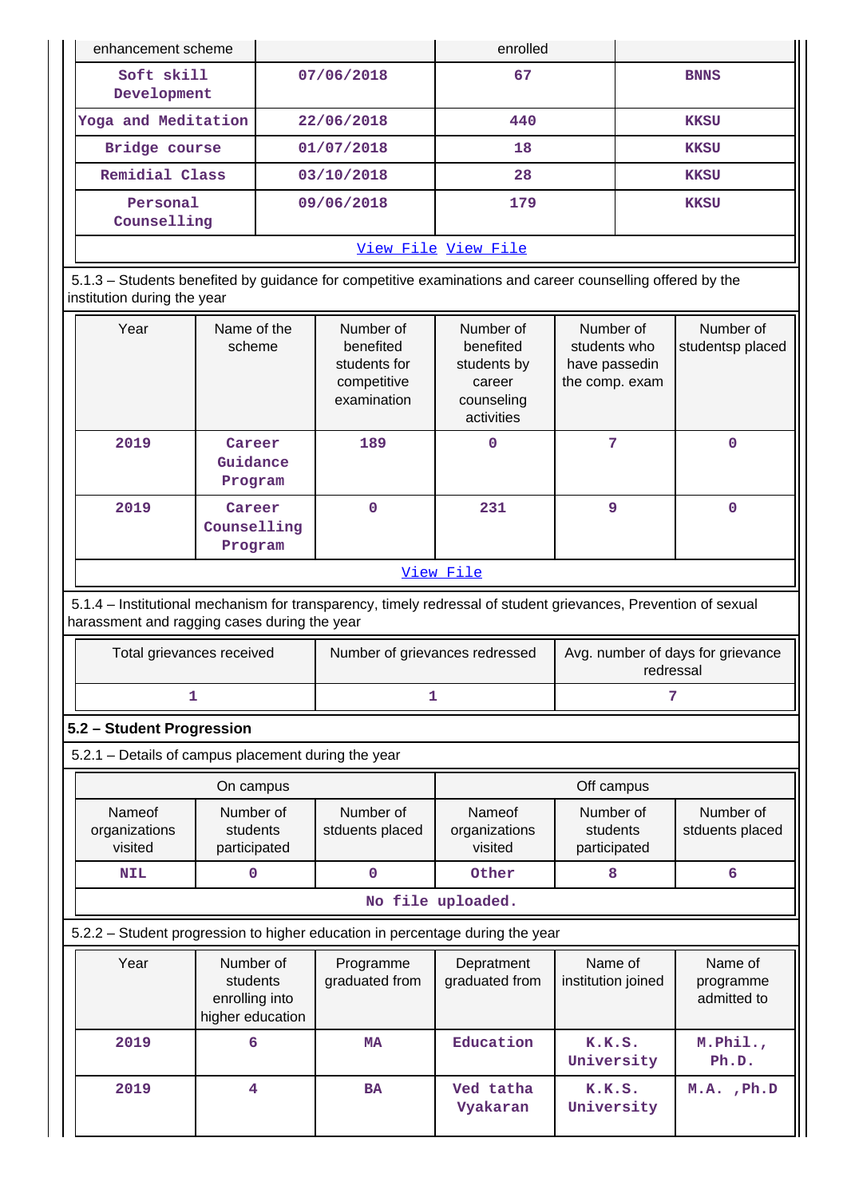| enhancement scheme | | enrolled | |
|---|---|---|---|
| Soft skill Development | 07/06/2018 | 67 | BNNS |
| Yoga and Meditation | 22/06/2018 | 440 | KKSU |
| Bridge course | 01/07/2018 | 18 | KKSU |
| Remidial Class | 03/10/2018 | 28 | KKSU |
| Personal Counselling | 09/06/2018 | 179 | KKSU |

View File View File

5.1.3 – Students benefited by guidance for competitive examinations and career counselling offered by the institution during the year

| Year | Name of the scheme | Number of benefited students for competitive examination | Number of benefited students by career counseling activities | Number of students who have passedin the comp. exam | Number of studentsp placed |
|---|---|---|---|---|---|
| 2019 | Career Guidance Program | 189 | 0 | 7 | 0 |
| 2019 | Career Counselling Program | 0 | 231 | 9 | 0 |

View File

5.1.4 – Institutional mechanism for transparency, timely redressal of student grievances, Prevention of sexual harassment and ragging cases during the year

| Total grievances received | Number of grievances redressed | Avg. number of days for grievance redressal |
|---|---|---|
| 1 | 1 | 7 |

## 5.2 – Student Progression

5.2.1 – Details of campus placement during the year

| On campus | | | Off campus | | |
|---|---|---|---|---|---|
| Nameof organizations visited | Number of students participated | Number of stduents placed | Nameof organizations visited | Number of students participated | Number of stduents placed |
| NIL | 0 | 0 | Other | 8 | 6 |

No file uploaded.

5.2.2 – Student progression to higher education in percentage during the year

| Year | Number of students enrolling into higher education | Programme graduated from | Depratment graduated from | Name of institution joined | Name of programme admitted to |
|---|---|---|---|---|---|
| 2019 | 6 | MA | Education | K.K.S. University | M.Phil., Ph.D. |
| 2019 | 4 | BA | Ved tatha Vyakaran | K.K.S. University | M.A. ,Ph.D |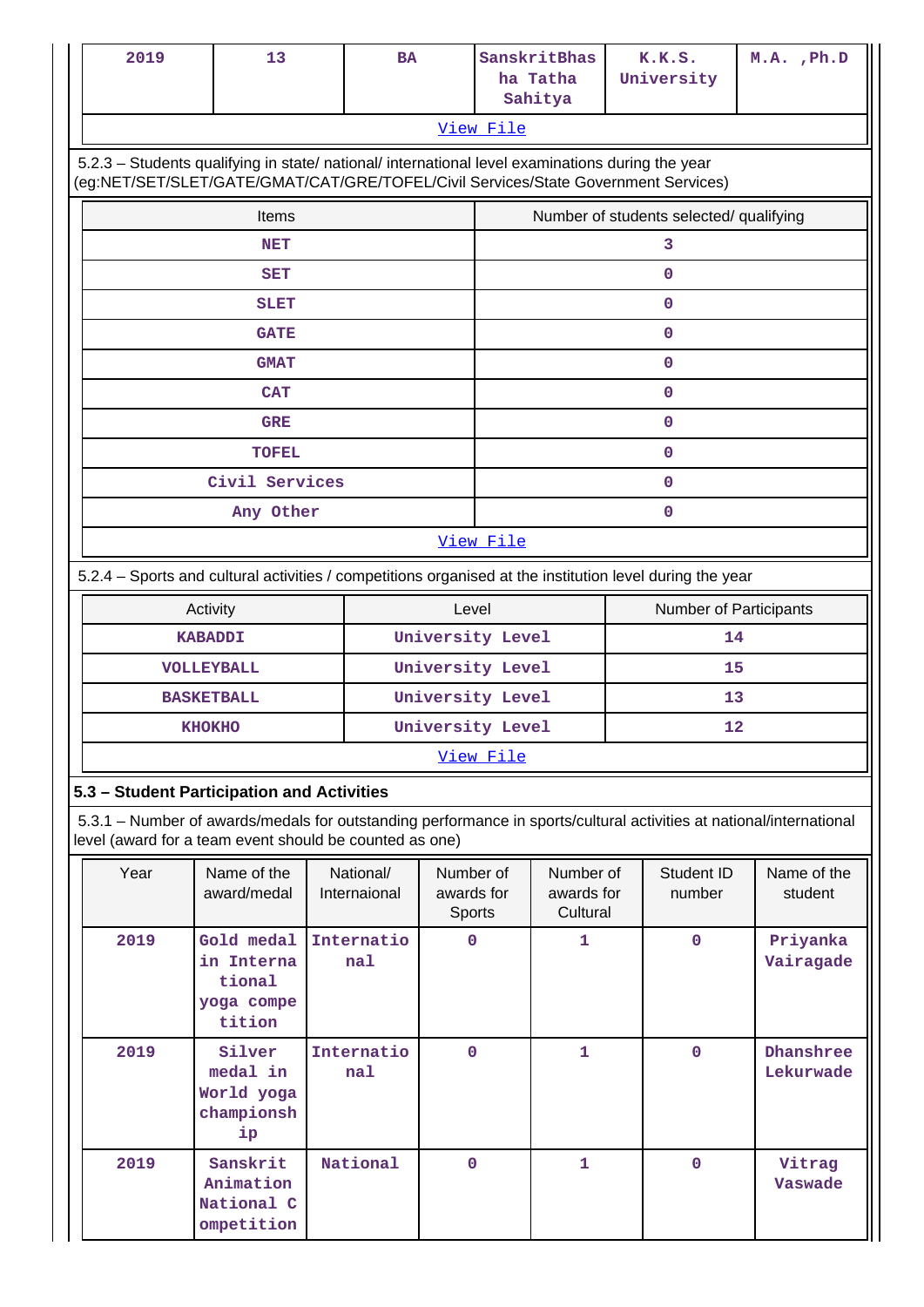| 2019 | 13 | BA | SanskritBhasha Tatha Sahitya | K.K.S. University | M.A. ,Ph.D |
|---|---|---|---|---|---|

View File

5.2.3 – Students qualifying in state/ national/ international level examinations during the year (eg:NET/SET/SLET/GATE/GMAT/CAT/GRE/TOFEL/Civil Services/State Government Services)

| Items | Number of students selected/ qualifying |
|---|---|
| NET | 3 |
| SET | 0 |
| SLET | 0 |
| GATE | 0 |
| GMAT | 0 |
| CAT | 0 |
| GRE | 0 |
| TOFEL | 0 |
| Civil Services | 0 |
| Any Other | 0 |

View File

5.2.4 – Sports and cultural activities / competitions organised at the institution level during the year

| Activity | Level | Number of Participants |
|---|---|---|
| KABADDI | University Level | 14 |
| VOLLEYBALL | University Level | 15 |
| BASKETBALL | University Level | 13 |
| KHOKHO | University Level | 12 |

View File

**5.3 – Student Participation and Activities**

5.3.1 – Number of awards/medals for outstanding performance in sports/cultural activities at national/international level (award for a team event should be counted as one)

| Year | Name of the award/medal | National/ Internaional | Number of awards for Sports | Number of awards for Cultural | Student ID number | Name of the student |
|---|---|---|---|---|---|---|
| 2019 | Gold medal in International yoga competition | International | 0 | 1 | 0 | Priyanka Vairagade |
| 2019 | Silver medal in World yoga championship | International | 0 | 1 | 0 | Dhanshree Lekurwade |
| 2019 | Sanskrit Animation National Competition | National | 0 | 1 | 0 | Vitrag Vaswade |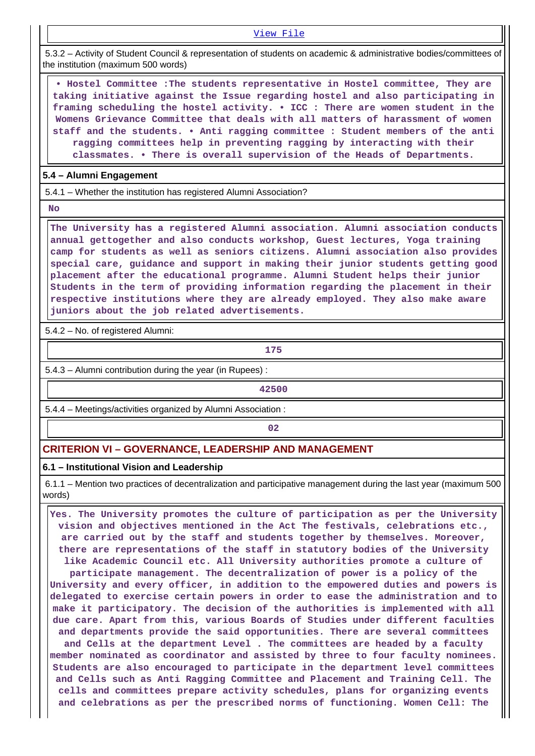View File

5.3.2 – Activity of Student Council & representation of students on academic & administrative bodies/committees of the institution (maximum 500 words)

• Hostel Committee :The students representative in Hostel committee, They are taking initiative against the Issue regarding hostel and also participating in framing scheduling the hostel activity. • ICC : There are women student in the Womens Grievance Committee that deals with all matters of harassment of women staff and the students. • Anti ragging committee : Student members of the anti ragging committees help in preventing ragging by interacting with their classmates. • There is overall supervision of the Heads of Departments.

### 5.4 – Alumni Engagement

5.4.1 – Whether the institution has registered Alumni Association?

No

The University has a registered Alumni association. Alumni association conducts annual gettogether and also conducts workshop, Guest lectures, Yoga training camp for students as well as seniors citizens. Alumni association also provides special care, guidance and support in making their junior students getting good placement after the educational programme. Alumni Student helps their junior Students in the term of providing information regarding the placement in their respective institutions where they are already employed. They also make aware juniors about the job related advertisements.

5.4.2 – No. of registered Alumni:

175

5.4.3 – Alumni contribution during the year (in Rupees) :

42500

5.4.4 – Meetings/activities organized by Alumni Association :

02

## CRITERION VI – GOVERNANCE, LEADERSHIP AND MANAGEMENT

### 6.1 – Institutional Vision and Leadership

6.1.1 – Mention two practices of decentralization and participative management during the last year (maximum 500 words)

Yes. The University promotes the culture of participation as per the University vision and objectives mentioned in the Act The festivals, celebrations etc., are carried out by the staff and students together by themselves. Moreover, there are representations of the staff in statutory bodies of the University like Academic Council etc. All University authorities promote a culture of participate management. The decentralization of power is a policy of the University and every officer, in addition to the empowered duties and powers is delegated to exercise certain powers in order to ease the administration and to make it participatory. The decision of the authorities is implemented with all due care. Apart from this, various Boards of Studies under different faculties and departments provide the said opportunities. There are several committees and Cells at the department Level . The committees are headed by a faculty member nominated as coordinator and assisted by three to four faculty nominees. Students are also encouraged to participate in the department level committees and Cells such as Anti Ragging Committee and Placement and Training Cell. The cells and committees prepare activity schedules, plans for organizing events and celebrations as per the prescribed norms of functioning. Women Cell: The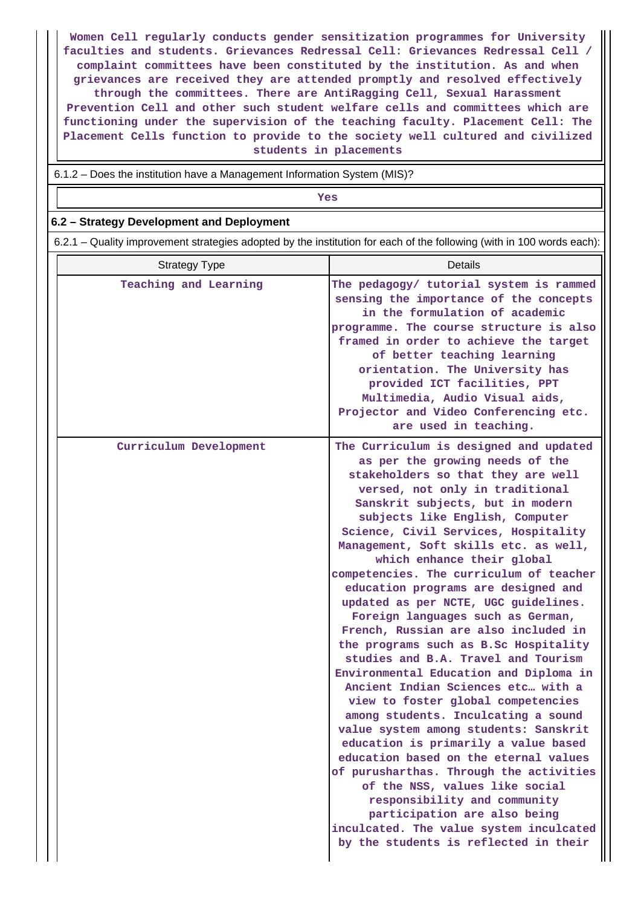Women Cell regularly conducts gender sensitization programmes for University faculties and students. Grievances Redressal Cell: Grievances Redressal Cell / complaint committees have been constituted by the institution. As and when grievances are received they are attended promptly and resolved effectively through the committees. There are AntiRagging Cell, Sexual Harassment Prevention Cell and other such student welfare cells and committees which are functioning under the supervision of the teaching faculty. Placement Cell: The Placement Cells function to provide to the society well cultured and civilized students in placements

6.1.2 – Does the institution have a Management Information System (MIS)?

Yes

## 6.2 – Strategy Development and Deployment

6.2.1 – Quality improvement strategies adopted by the institution for each of the following (with in 100 words each):

| Strategy Type | Details |
|---|---|
| Teaching and Learning | The pedagogy/ tutorial system is rammed sensing the importance of the concepts in the formulation of academic programme. The course structure is also framed in order to achieve the target of better teaching learning orientation. The University has provided ICT facilities, PPT Multimedia, Audio Visual aids, Projector and Video Conferencing etc. are used in teaching. |
| Curriculum Development | The Curriculum is designed and updated as per the growing needs of the stakeholders so that they are well versed, not only in traditional Sanskrit subjects, but in modern subjects like English, Computer Science, Civil Services, Hospitality Management, Soft skills etc. as well, which enhance their global competencies. The curriculum of teacher education programs are designed and updated as per NCTE, UGC guidelines. Foreign languages such as German, French, Russian are also included in the programs such as B.Sc Hospitality studies and B.A. Travel and Tourism Environmental Education and Diploma in Ancient Indian Sciences etc… with a view to foster global competencies among students. Inculcating a sound value system among students: Sanskrit education is primarily a value based education based on the eternal values of purusharthas. Through the activities of the NSS, values like social responsibility and community participation are also being inculcated. The value system inculcated by the students is reflected in their |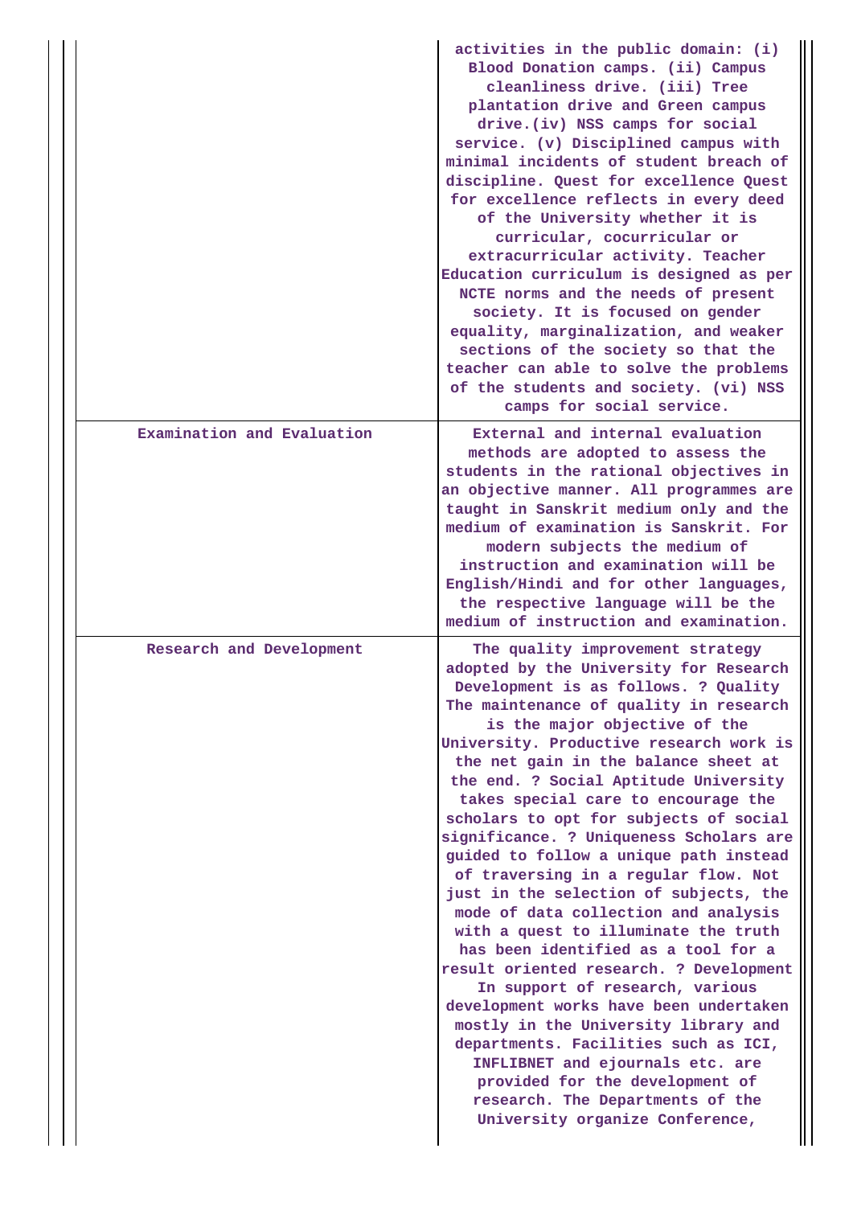| | |
|---|---|
| | activities in the public domain: (i) Blood Donation camps. (ii) Campus cleanliness drive. (iii) Tree plantation drive and Green campus drive.(iv) NSS camps for social service. (v) Disciplined campus with minimal incidents of student breach of discipline. Quest for excellence Quest for excellence reflects in every deed of the University whether it is curricular, cocurricular or extracurricular activity. Teacher Education curriculum is designed as per NCTE norms and the needs of present society. It is focused on gender equality, marginalization, and weaker sections of the society so that the teacher can able to solve the problems of the students and society. (vi) NSS camps for social service. |
| Examination and Evaluation | External and internal evaluation methods are adopted to assess the students in the rational objectives in an objective manner. All programmes are taught in Sanskrit medium only and the medium of examination is Sanskrit. For modern subjects the medium of instruction and examination will be English/Hindi and for other languages, the respective language will be the medium of instruction and examination. |
| Research and Development | The quality improvement strategy adopted by the University for Research Development is as follows. ? Quality The maintenance of quality in research is the major objective of the University. Productive research work is the net gain in the balance sheet at the end. ? Social Aptitude University takes special care to encourage the scholars to opt for subjects of social significance. ? Uniqueness Scholars are guided to follow a unique path instead of traversing in a regular flow. Not just in the selection of subjects, the mode of data collection and analysis with a quest to illuminate the truth has been identified as a tool for a result oriented research. ? Development In support of research, various development works have been undertaken mostly in the University library and departments. Facilities such as ICI, INFLIBNET and ejournals etc. are provided for the development of research. The Departments of the University organize Conference, |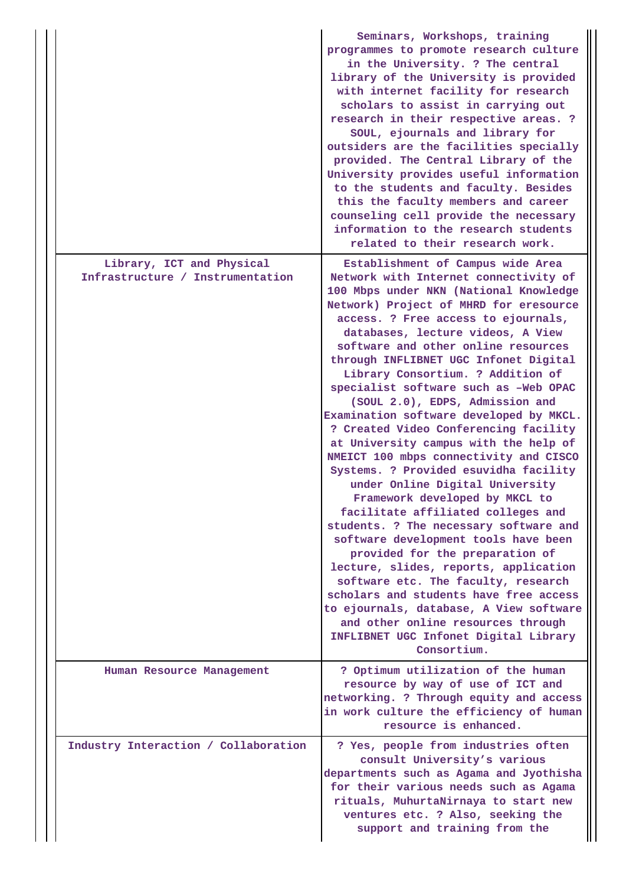| | |
|---|---|
| | Seminars, Workshops, training programmes to promote research culture in the University. ? The central library of the University is provided with internet facility for research scholars to assist in carrying out research in their respective areas. ? SOUL, ejournals and library for outsiders are the facilities specially provided. The Central Library of the University provides useful information to the students and faculty. Besides this the faculty members and career counseling cell provide the necessary information to the research students related to their research work. |
| Library, ICT and Physical Infrastructure / Instrumentation | Establishment of Campus wide Area Network with Internet connectivity of 100 Mbps under NKN (National Knowledge Network) Project of MHRD for eresource access. ? Free access to ejournals, databases, lecture videos, A View software and other online resources through INFLIBNET UGC Infonet Digital Library Consortium. ? Addition of specialist software such as –Web OPAC (SOUL 2.0), EDPS, Admission and Examination software developed by MKCL. ? Created Video Conferencing facility at University campus with the help of NMEICT 100 mbps connectivity and CISCO Systems. ? Provided esuvidha facility under Online Digital University Framework developed by MKCL to facilitate affiliated colleges and students. ? The necessary software and software development tools have been provided for the preparation of lecture, slides, reports, application software etc. The faculty, research scholars and students have free access to ejournals, database, A View software and other online resources through INFLIBNET UGC Infonet Digital Library Consortium. |
| Human Resource Management | ? Optimum utilization of the human resource by way of use of ICT and networking. ? Through equity and access in work culture the efficiency of human resource is enhanced. |
| Industry Interaction / Collaboration | ? Yes, people from industries often consult University's various departments such as Agama and Jyothisha for their various needs such as Agama rituals, MuhurtaNirnaya to start new ventures etc. ? Also, seeking the support and training from the |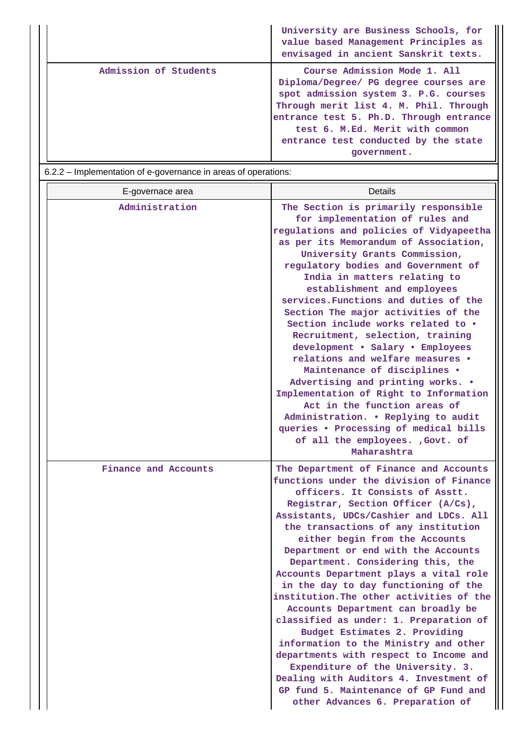| | |
|---|---|
| | University are Business Schools, for value based Management Principles as envisaged in ancient Sanskrit texts. |
| Admission of Students | Course Admission Mode 1. All Diploma/Degree/ PG degree courses are spot admission system 3. P.G. courses Through merit list 4. M. Phil. Through entrance test 5. Ph.D. Through entrance test 6. M.Ed. Merit with common entrance test conducted by the state government. |

6.2.2 – Implementation of e-governance in areas of operations:

| E-governace area | Details |
|---|---|
| Administration | The Section is primarily responsible for implementation of rules and regulations and policies of Vidyapeetha as per its Memorandum of Association, University Grants Commission, regulatory bodies and Government of India in matters relating to establishment and employees services.Functions and duties of the Section The major activities of the Section include works related to • Recruitment, selection, training development • Salary • Employees relations and welfare measures • Maintenance of disciplines • Advertising and printing works. • Implementation of Right to Information Act in the function areas of Administration. • Replying to audit queries • Processing of medical bills of all the employees. ,Govt. of Maharashtra |
| Finance and Accounts | The Department of Finance and Accounts functions under the division of Finance officers. It Consists of Asstt. Registrar, Section Officer (A/Cs), Assistants, UDCs/Cashier and LDCs. All the transactions of any institution either begin from the Accounts Department or end with the Accounts Department. Considering this, the Accounts Department plays a vital role in the day to day functioning of the institution.The other activities of the Accounts Department can broadly be classified as under: 1. Preparation of Budget Estimates 2. Providing information to the Ministry and other departments with respect to Income and Expenditure of the University. 3. Dealing with Auditors 4. Investment of GP fund 5. Maintenance of GP Fund and other Advances 6. Preparation of |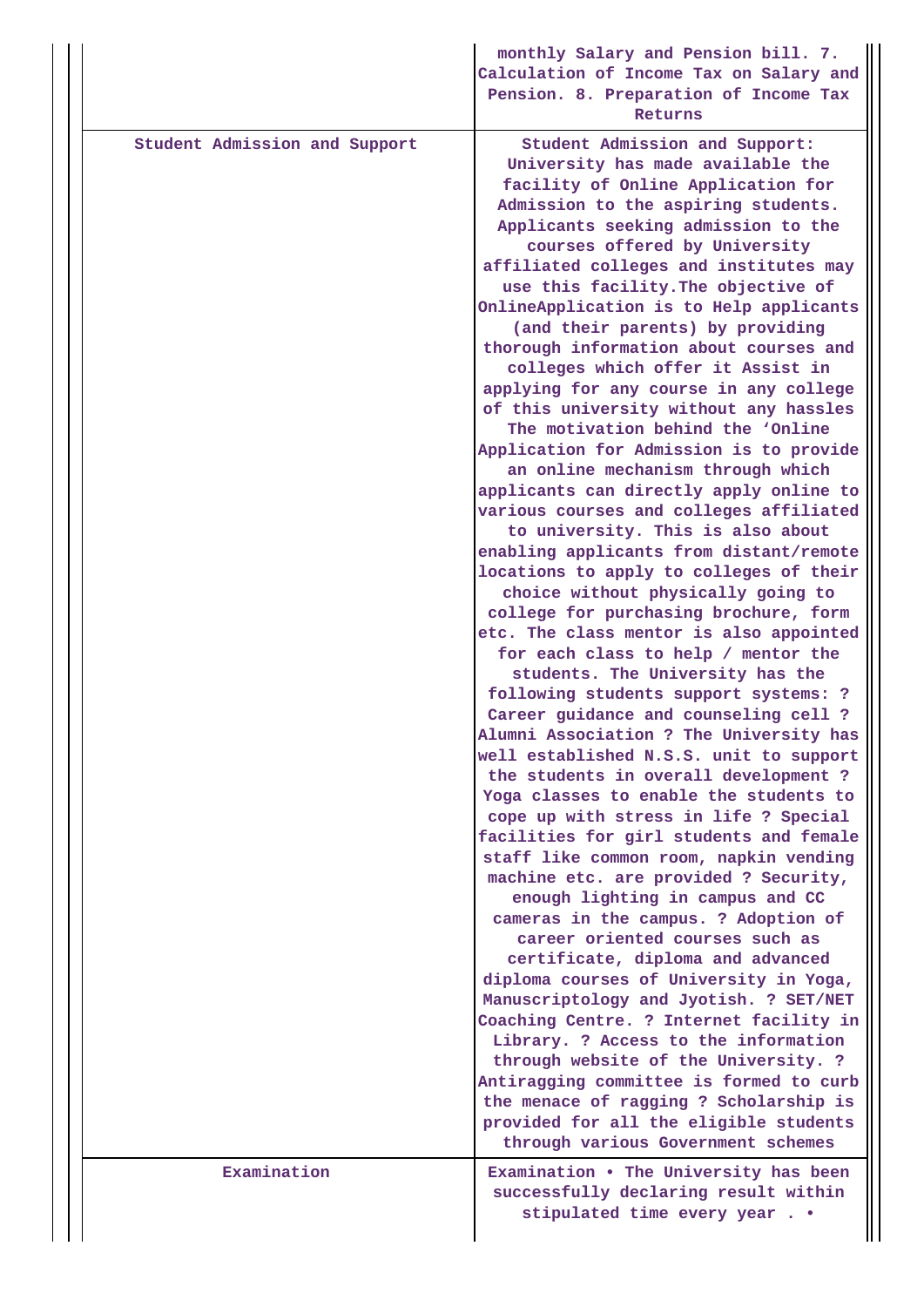| | |
|---|---|
| | monthly Salary and Pension bill. 7. Calculation of Income Tax on Salary and Pension. 8. Preparation of Income Tax Returns |
| Student Admission and Support | Student Admission and Support: University has made available the facility of Online Application for Admission to the aspiring students. Applicants seeking admission to the courses offered by University affiliated colleges and institutes may use this facility.The objective of OnlineApplication is to Help applicants (and their parents) by providing thorough information about courses and colleges which offer it Assist in applying for any course in any college of this university without any hassles The motivation behind the 'Online Application for Admission is to provide an online mechanism through which applicants can directly apply online to various courses and colleges affiliated to university. This is also about enabling applicants from distant/remote locations to apply to colleges of their choice without physically going to college for purchasing brochure, form etc. The class mentor is also appointed for each class to help / mentor the students. The University has the following students support systems: ? Career guidance and counseling cell ? Alumni Association ? The University has well established N.S.S. unit to support the students in overall development ? Yoga classes to enable the students to cope up with stress in life ? Special facilities for girl students and female staff like common room, napkin vending machine etc. are provided ? Security, enough lighting in campus and CC cameras in the campus. ? Adoption of career oriented courses such as certificate, diploma and advanced diploma courses of University in Yoga, Manuscriptology and Jyotish. ? SET/NET Coaching Centre. ? Internet facility in Library. ? Access to the information through website of the University. ? Antiragging committee is formed to curb the menace of ragging ? Scholarship is provided for all the eligible students through various Government schemes |
| Examination | Examination • The University has been successfully declaring result within stipulated time every year . • |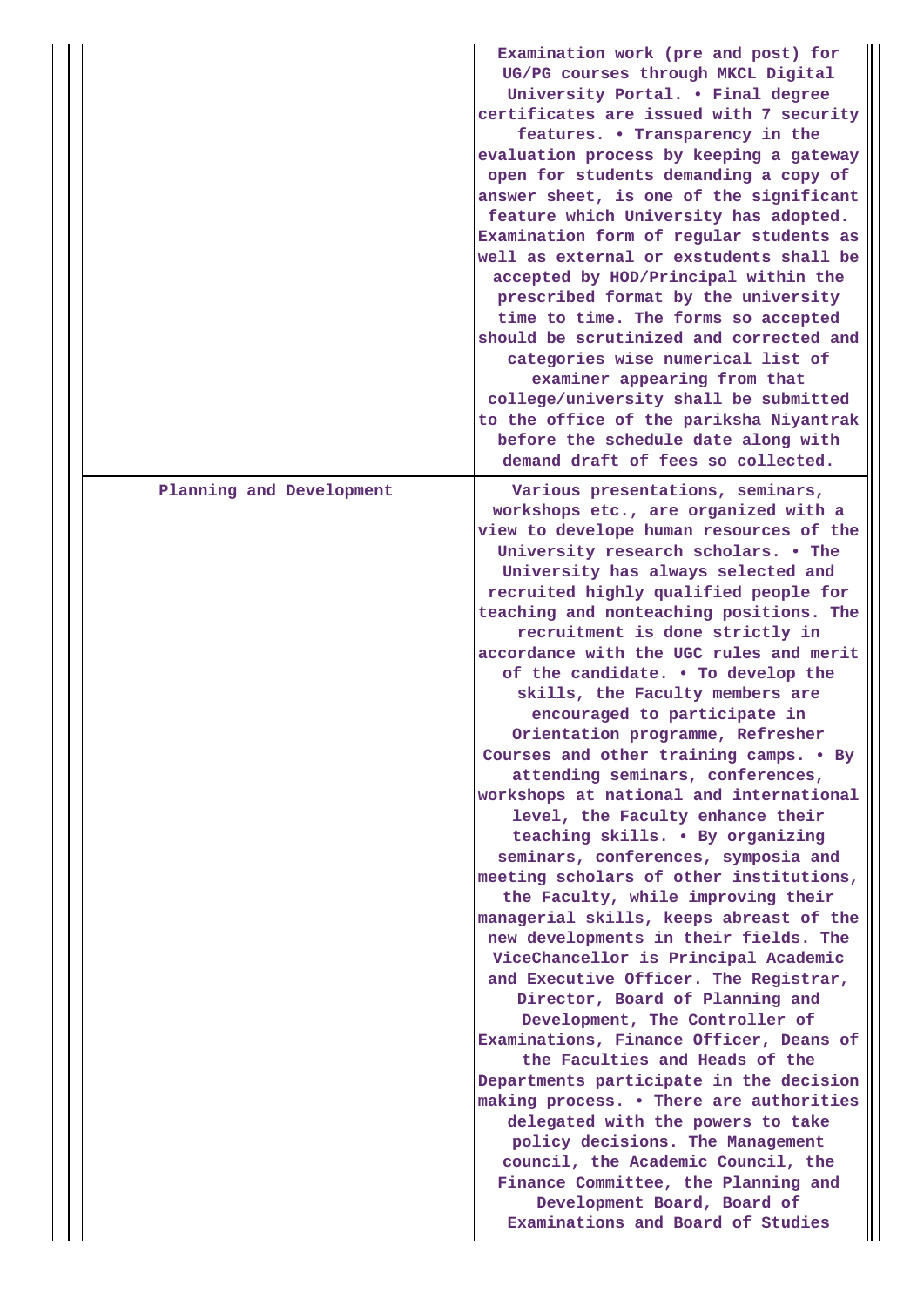| | |
|---|---|
| | Examination work (pre and post) for UG/PG courses through MKCL Digital University Portal. • Final degree certificates are issued with 7 security features. • Transparency in the evaluation process by keeping a gateway open for students demanding a copy of answer sheet, is one of the significant feature which University has adopted. Examination form of regular students as well as external or exstudents shall be accepted by HOD/Principal within the prescribed format by the university time to time. The forms so accepted should be scrutinized and corrected and categories wise numerical list of examiner appearing from that college/university shall be submitted to the office of the pariksha Niyantrak before the schedule date along with demand draft of fees so collected. |
| Planning and Development | Various presentations, seminars, workshops etc., are organized with a view to develope human resources of the University research scholars. • The University has always selected and recruited highly qualified people for teaching and nonteaching positions. The recruitment is done strictly in accordance with the UGC rules and merit of the candidate. • To develop the skills, the Faculty members are encouraged to participate in Orientation programme, Refresher Courses and other training camps. • By attending seminars, conferences, workshops at national and international level, the Faculty enhance their teaching skills. • By organizing seminars, conferences, symposia and meeting scholars of other institutions, the Faculty, while improving their managerial skills, keeps abreast of the new developments in their fields. The ViceChancellor is Principal Academic and Executive Officer. The Registrar, Director, Board of Planning and Development, The Controller of Examinations, Finance Officer, Deans of the Faculties and Heads of the Departments participate in the decision making process. • There are authorities delegated with the powers to take policy decisions. The Management council, the Academic Council, the Finance Committee, the Planning and Development Board, Board of Examinations and Board of Studies |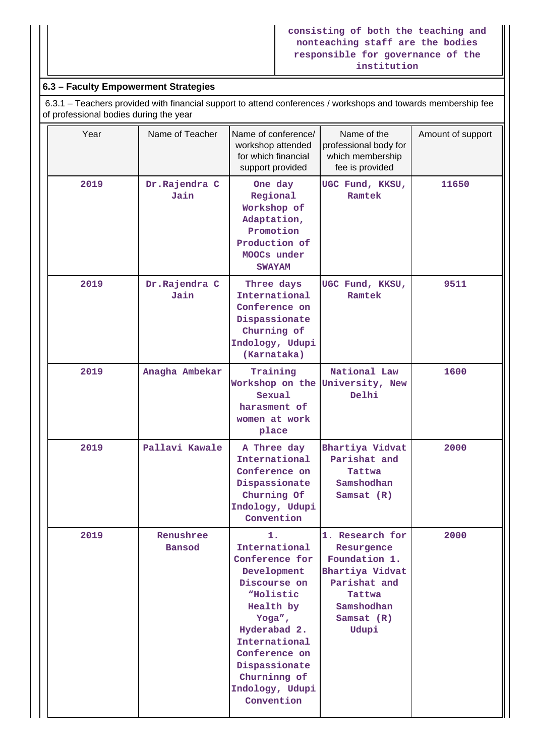| | consisting of both the teaching and nonteaching staff are the bodies responsible for governance of the institution |
|---|---|

## 6.3 – Faculty Empowerment Strategies

6.3.1 – Teachers provided with financial support to attend conferences / workshops and towards membership fee of professional bodies during the year

| Year | Name of Teacher | Name of conference/ workshop attended for which financial support provided | Name of the professional body for which membership fee is provided | Amount of support |
|---|---|---|---|---|
| 2019 | Dr.Rajendra C Jain | One day Regional Workshop of Adaptation, Promotion Production of MOOCs under SWAYAM | UGC Fund, KKSU, Ramtek | 11650 |
| 2019 | Dr.Rajendra C Jain | Three days International Conference on Dispassionate Churning of Indology, Udupi (Karnataka) | UGC Fund, KKSU, Ramtek | 9511 |
| 2019 | Anagha Ambekar | Training Workshop on the Sexual harasment of women at work place | National Law University, New Delhi | 1600 |
| 2019 | Pallavi Kawale | A Three day International Conference on Dispassionate Churning Of Indology, Udupi Convention | Bhartiya Vidvat Parishat and Tattwa Samshodhan Samsat (R) | 2000 |
| 2019 | Renushree Bansod | 1. International Conference for Development Discourse on "Holistic Health by Yoga", Hyderabad 2. International Conference on Dispassionate Churninng of Indology, Udupi Convention | 1. Research for Resurgence Foundation 1. Bhartiya Vidvat Parishat and Tattwa Samshodhan Samsat (R) Udupi | 2000 |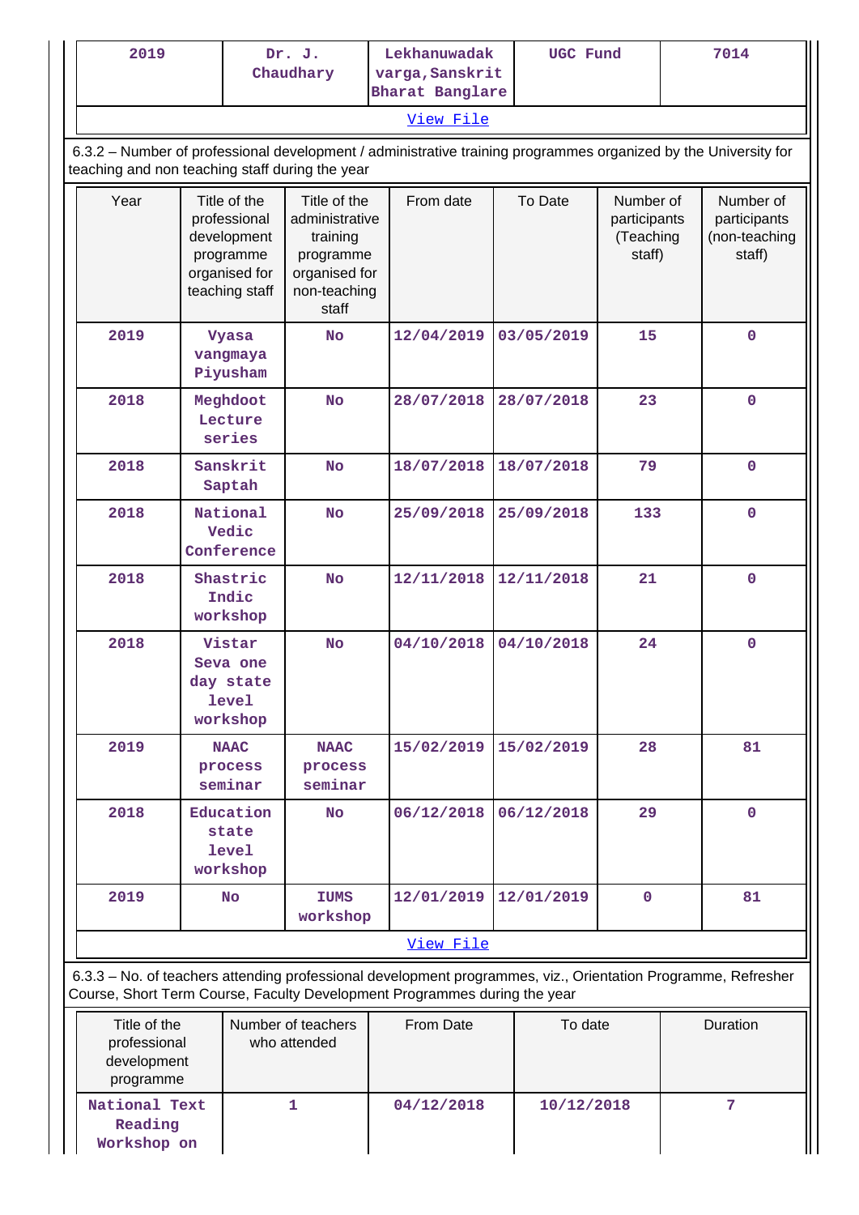| 2019 | Dr. J. Chaudhary | Lekhanuwadak varga, Sanskrit Bharat Banglare | UGC Fund | 7014 |
|---|---|---|---|---|
| View File | | | | |

6.3.2 – Number of professional development / administrative training programmes organized by the University for teaching and non teaching staff during the year

| Year | Title of the professional development programme organised for teaching staff | Title of the administrative training programme organised for non-teaching staff | From date | To Date | Number of participants (Teaching staff) | Number of participants (non-teaching staff) |
|---|---|---|---|---|---|---|
| 2019 | Vyasa vangmaya Piyusham | No | 12/04/2019 | 03/05/2019 | 15 | 0 |
| 2018 | Meghdoot Lecture series | No | 28/07/2018 | 28/07/2018 | 23 | 0 |
| 2018 | Sanskrit Saptah | No | 18/07/2018 | 18/07/2018 | 79 | 0 |
| 2018 | National Vedic Conference | No | 25/09/2018 | 25/09/2018 | 133 | 0 |
| 2018 | Shastric Indic workshop | No | 12/11/2018 | 12/11/2018 | 21 | 0 |
| 2018 | Vistar Seva one day state level workshop | No | 04/10/2018 | 04/10/2018 | 24 | 0 |
| 2019 | NAAC process seminar | NAAC process seminar | 15/02/2019 | 15/02/2019 | 28 | 81 |
| 2018 | Education state level workshop | No | 06/12/2018 | 06/12/2018 | 29 | 0 |
| 2019 | No | IUMS workshop | 12/01/2019 | 12/01/2019 | 0 | 81 |
| View File | | | | | | |

6.3.3 – No. of teachers attending professional development programmes, viz., Orientation Programme, Refresher Course, Short Term Course, Faculty Development Programmes during the year

| Title of the professional development programme | Number of teachers who attended | From Date | To date | Duration |
|---|---|---|---|---|
| National Text Reading Workshop on | 1 | 04/12/2018 | 10/12/2018 | 7 |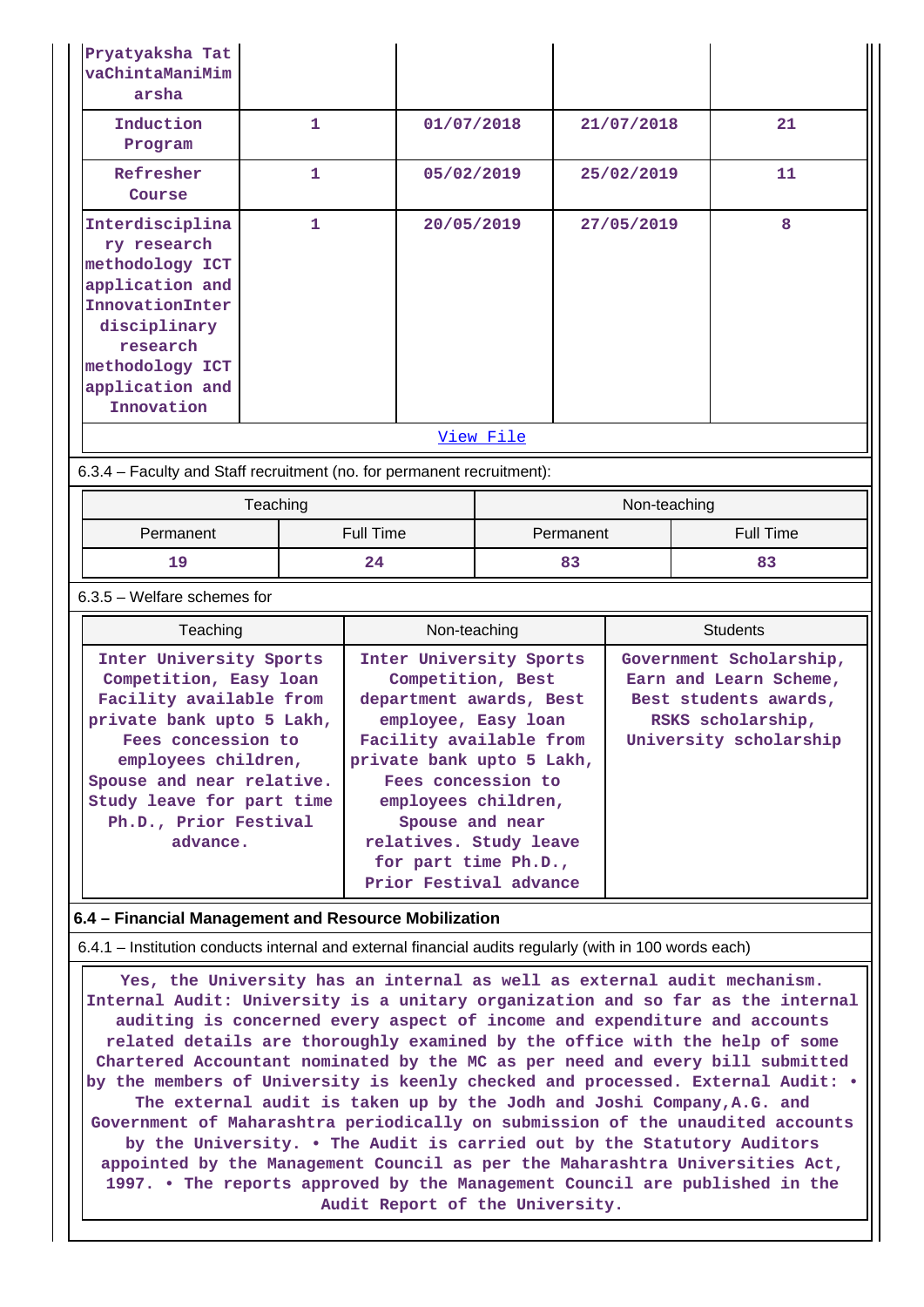| | | | | |
|---|---|---|---|---|
| Pryatyaksha TatvaChintaManiMimarsha | | | | |
| Induction Program | 1 | 01/07/2018 | 21/07/2018 | 21 |
| Refresher Course | 1 | 05/02/2019 | 25/02/2019 | 11 |
| Interdisciplinary research methodology ICT application and InnovationInterdisciplinary research methodology ICT application and Innovation | 1 | 20/05/2019 | 27/05/2019 | 8 |
| View File | | | | |

6.3.4 – Faculty and Staff recruitment (no. for permanent recruitment):

| Teaching | | Non-teaching | |
|---|---|---|---|
| Permanent | Full Time | Permanent | Full Time |
| 19 | 24 | 83 | 83 |

6.3.5 – Welfare schemes for

| Teaching | Non-teaching | Students |
|---|---|---|
| Inter University Sports Competition, Easy loan Facility available from private bank upto 5 Lakh, Fees concession to employees children, Spouse and near relative. Study leave for part time Ph.D., Prior Festival advance. | Inter University Sports Competition, Best department awards, Best employee, Easy loan Facility available from private bank upto 5 Lakh, Fees concession to employees children, Spouse and near relatives. Study leave for part time Ph.D., Prior Festival advance | Government Scholarship, Earn and Learn Scheme, Best students awards, RSKS scholarship, University scholarship |

**6.4 – Financial Management and Resource Mobilization**

6.4.1 – Institution conducts internal and external financial audits regularly (with in 100 words each)

Yes, the University has an internal as well as external audit mechanism. Internal Audit: University is a unitary organization and so far as the internal auditing is concerned every aspect of income and expenditure and accounts related details are thoroughly examined by the office with the help of some Chartered Accountant nominated by the MC as per need and every bill submitted by the members of University is keenly checked and processed. External Audit: • The external audit is taken up by the Jodh and Joshi Company,A.G. and Government of Maharashtra periodically on submission of the unaudited accounts by the University. • The Audit is carried out by the Statutory Auditors appointed by the Management Council as per the Maharashtra Universities Act, 1997. • The reports approved by the Management Council are published in the Audit Report of the University.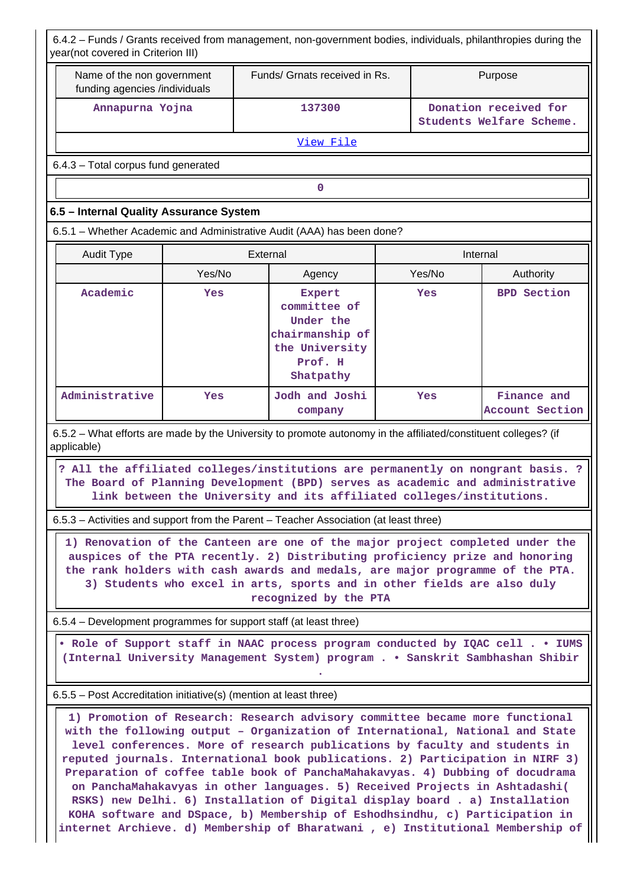6.4.2 – Funds / Grants received from management, non-government bodies, individuals, philanthropies during the year(not covered in Criterion III)

| Name of the non government funding agencies /individuals | Funds/ Grnats received in Rs. | Purpose |
|---|---|---|
| Annapurna Yojna | 137300 | Donation received for Students Welfare Scheme. |

View File

6.4.3 – Total corpus fund generated

0

## 6.5 – Internal Quality Assurance System

6.5.1 – Whether Academic and Administrative Audit (AAA) has been done?

| Audit Type | External | | Internal | |
|---|---|---|---|---|
| | Yes/No | Agency | Yes/No | Authority |
| Academic | Yes | Expert committee of Under the chairmanship of the University Prof. H Shatpathy | Yes | BPD Section |
| Administrative | Yes | Jodh and Joshi company | Yes | Finance and Account Section |

6.5.2 – What efforts are made by the University to promote autonomy in the affiliated/constituent colleges? (if applicable)

? All the affiliated colleges/institutions are permanently on nongrant basis. ? The Board of Planning Development (BPD) serves as academic and administrative link between the University and its affiliated colleges/institutions.

6.5.3 – Activities and support from the Parent – Teacher Association (at least three)

1) Renovation of the Canteen are one of the major project completed under the auspices of the PTA recently. 2) Distributing proficiency prize and honoring the rank holders with cash awards and medals, are major programme of the PTA. 3) Students who excel in arts, sports and in other fields are also duly recognized by the PTA

6.5.4 – Development programmes for support staff (at least three)

• Role of Support staff in NAAC process program conducted by IQAC cell . • IUMS (Internal University Management System) program . • Sanskrit Sambhashan Shibir .

6.5.5 – Post Accreditation initiative(s) (mention at least three)

1) Promotion of Research: Research advisory committee became more functional with the following output – Organization of International, National and State level conferences. More of research publications by faculty and students in reputed journals. International book publications. 2) Participation in NIRF 3) Preparation of coffee table book of PanchaMahakavyas. 4) Dubbing of docudrama on PanchaMahakavyas in other languages. 5) Received Projects in Ashtadashi( RSKS) new Delhi. 6) Installation of Digital display board . a) Installation KOHA software and DSpace, b) Membership of Eshodhsindhu, c) Participation in internet Archieve. d) Membership of Bharatwani , e) Institutional Membership of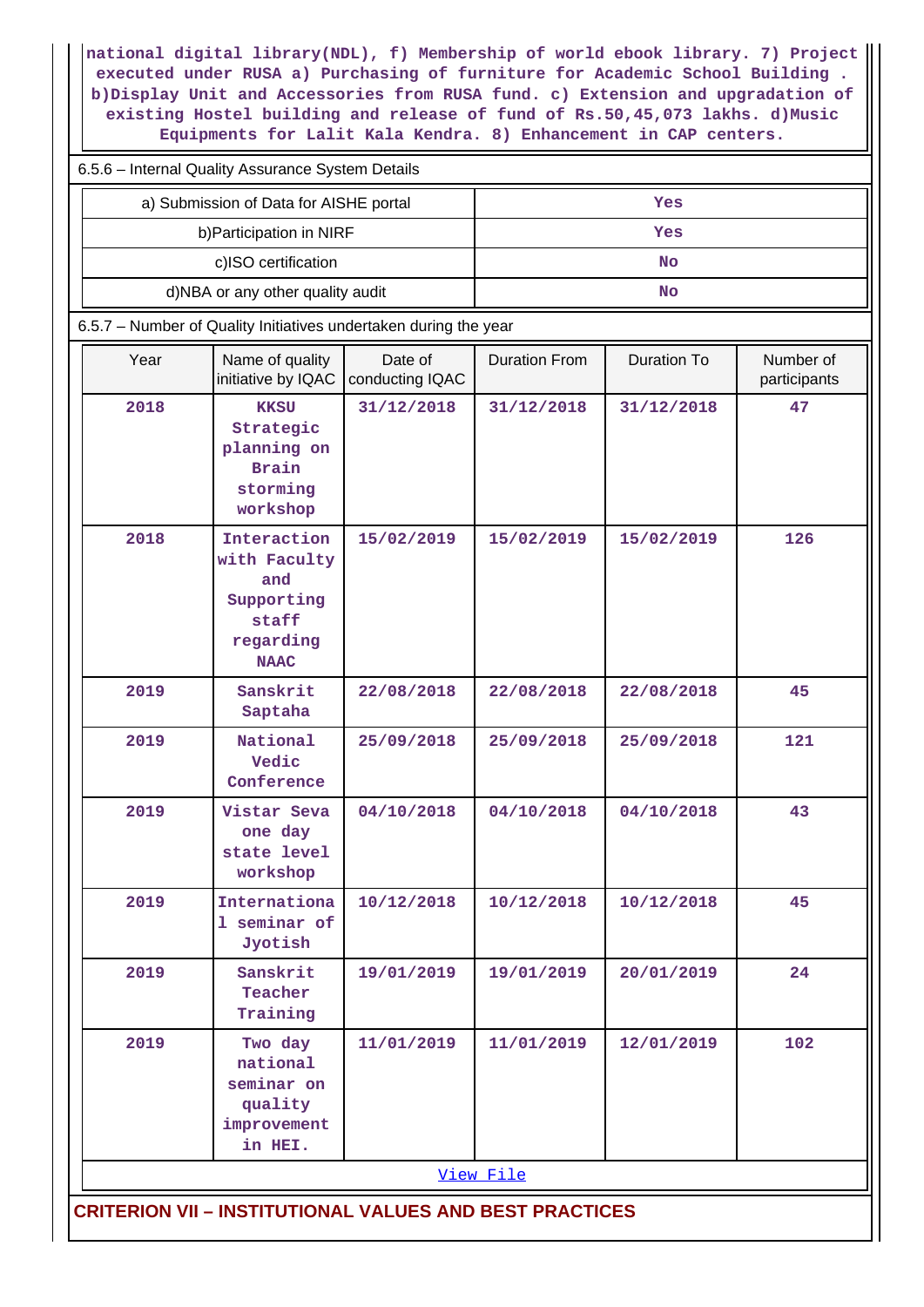national digital library(NDL), f) Membership of world ebook library. 7) Project executed under RUSA a) Purchasing of furniture for Academic School Building . b)Display Unit and Accessories from RUSA fund. c) Extension and upgradation of existing Hostel building and release of fund of Rs.50,45,073 lakhs. d)Music Equipments for Lalit Kala Kendra. 8) Enhancement in CAP centers.

6.5.6 – Internal Quality Assurance System Details

| | |
|---|---|
| a) Submission of Data for AISHE portal | Yes |
| b)Participation in NIRF | Yes |
| c)ISO certification | No |
| d)NBA or any other quality audit | No |

6.5.7 – Number of Quality Initiatives undertaken during the year

| Year | Name of quality initiative by IQAC | Date of conducting IQAC | Duration From | Duration To | Number of participants |
|---|---|---|---|---|---|
| 2018 | KKSU Strategic planning on Brain storming workshop | 31/12/2018 | 31/12/2018 | 31/12/2018 | 47 |
| 2018 | Interaction with Faculty and Supporting staff regarding NAAC | 15/02/2019 | 15/02/2019 | 15/02/2019 | 126 |
| 2019 | Sanskrit Saptaha | 22/08/2018 | 22/08/2018 | 22/08/2018 | 45 |
| 2019 | National Vedic Conference | 25/09/2018 | 25/09/2018 | 25/09/2018 | 121 |
| 2019 | Vistar Seva one day state level workshop | 04/10/2018 | 04/10/2018 | 04/10/2018 | 43 |
| 2019 | International seminar of Jyotish | 10/12/2018 | 10/12/2018 | 10/12/2018 | 45 |
| 2019 | Sanskrit Teacher Training | 19/01/2019 | 19/01/2019 | 20/01/2019 | 24 |
| 2019 | Two day national seminar on quality improvement in HEI. | 11/01/2019 | 11/01/2019 | 12/01/2019 | 102 |

View File

## CRITERION VII – INSTITUTIONAL VALUES AND BEST PRACTICES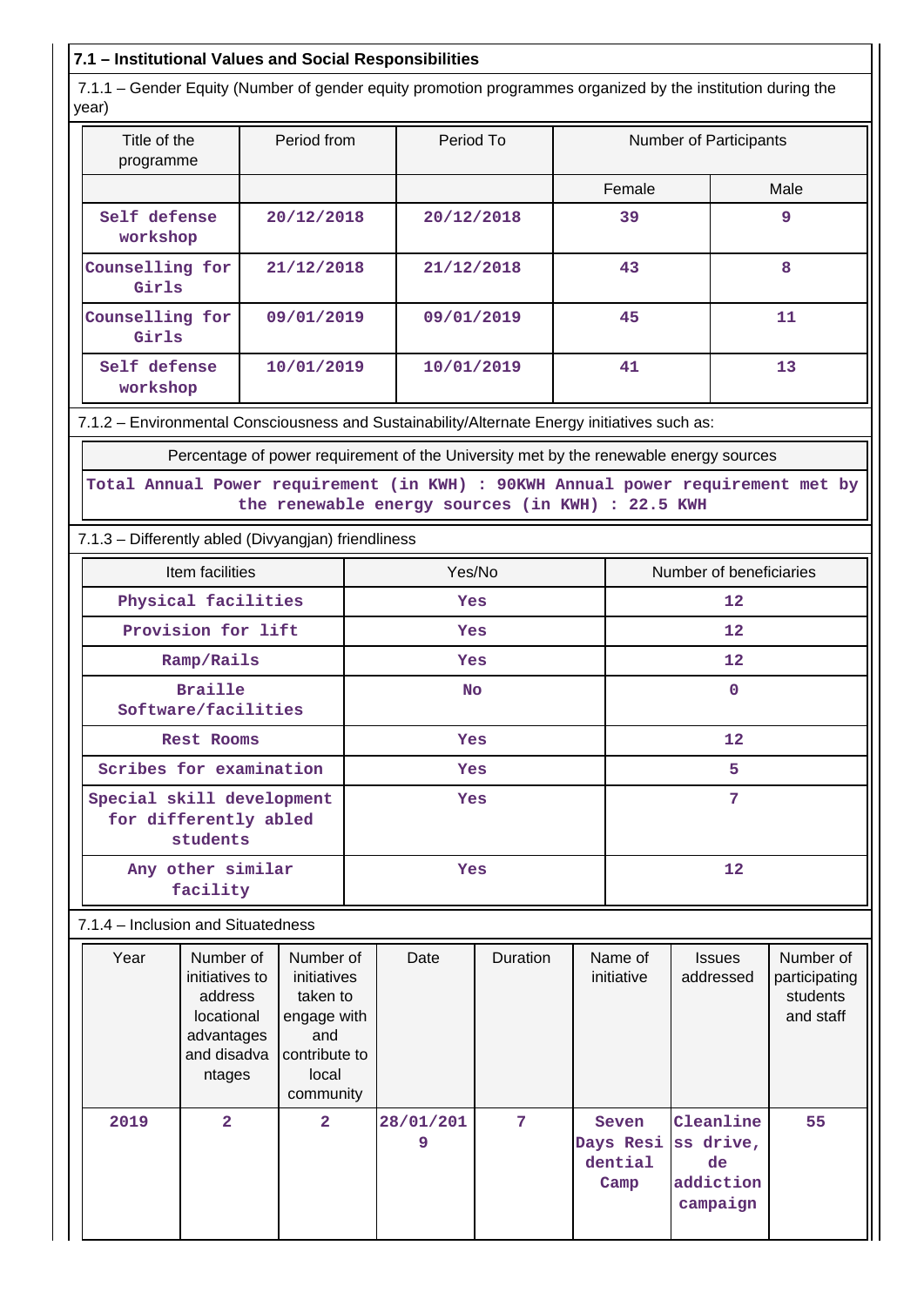### 7.1 – Institutional Values and Social Responsibilities

7.1.1 – Gender Equity (Number of gender equity promotion programmes organized by the institution during the year)

| Title of the programme | Period from | Period To | Number of Participants | |
|---|---|---|---|---|
| | | | Female | Male |
| Self defense workshop | 20/12/2018 | 20/12/2018 | 39 | 9 |
| Counselling for Girls | 21/12/2018 | 21/12/2018 | 43 | 8 |
| Counselling for Girls | 09/01/2019 | 09/01/2019 | 45 | 11 |
| Self defense workshop | 10/01/2019 | 10/01/2019 | 41 | 13 |

7.1.2 – Environmental Consciousness and Sustainability/Alternate Energy initiatives such as:

| Percentage of power requirement of the University met by the renewable energy sources |
|---|
| Total Annual Power requirement (in KWH) : 90KWH Annual power requirement met by the renewable energy sources (in KWH) : 22.5 KWH |

7.1.3 – Differently abled (Divyangjan) friendliness

| Item facilities | Yes/No | Number of beneficiaries |
|---|---|---|
| Physical facilities | Yes | 12 |
| Provision for lift | Yes | 12 |
| Ramp/Rails | Yes | 12 |
| Braille Software/facilities | No | 0 |
| Rest Rooms | Yes | 12 |
| Scribes for examination | Yes | 5 |
| Special skill development for differently abled students | Yes | 7 |
| Any other similar facility | Yes | 12 |

7.1.4 – Inclusion and Situatedness

| Year | Number of initiatives to address locational advantages and disadvantages | Number of initiatives taken to engage with and contribute to local community | Date | Duration | Name of initiative | Issues addressed | Number of participating students and staff |
|---|---|---|---|---|---|---|---|
| 2019 | 2 | 2 | 28/01/2019 | 7 | Seven Days Residential Camp | Cleanliness drive, de addiction campaign | 55 |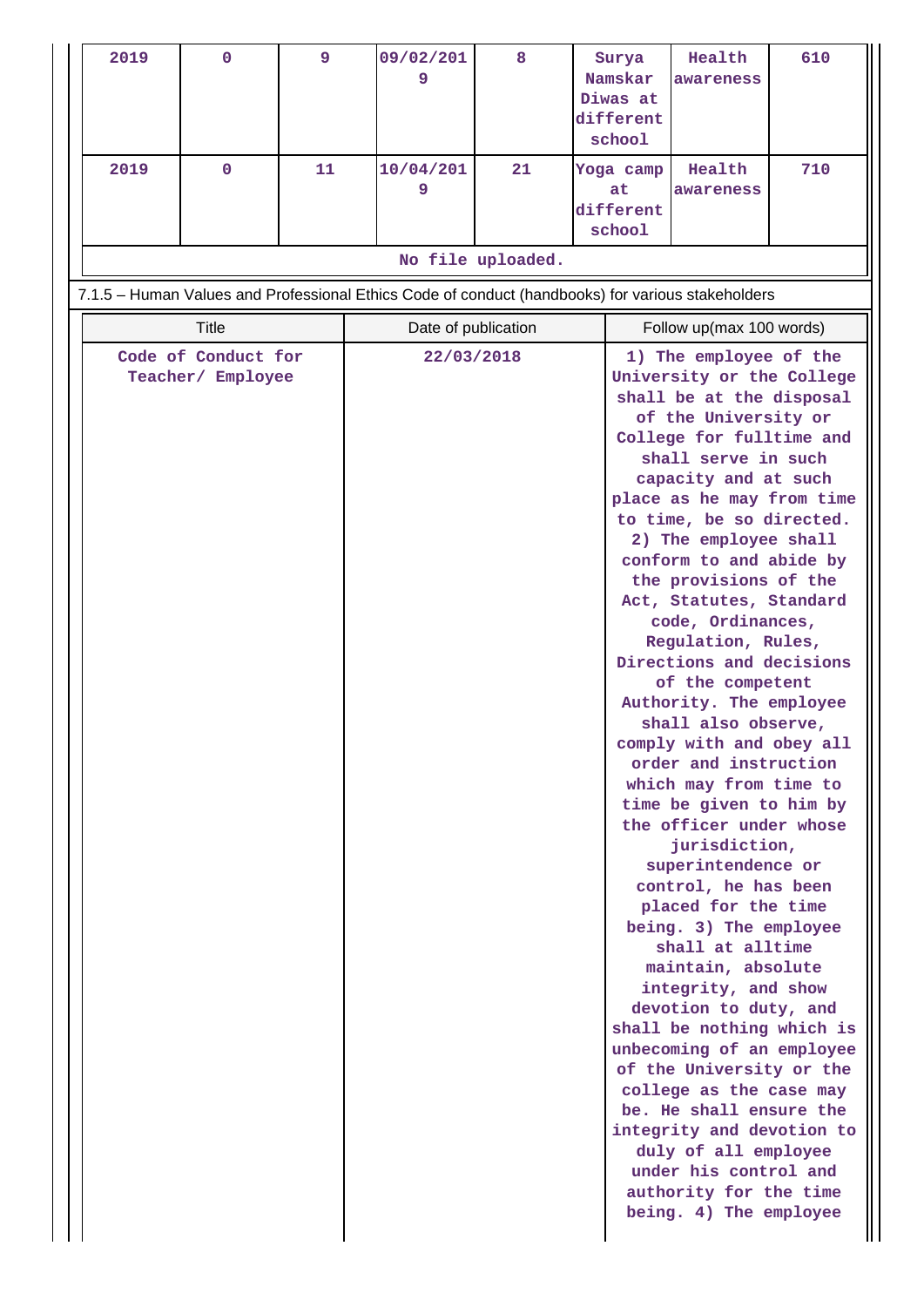| 2019 | 0 | 9 | 09/02/2019 | 8 | Surya Namskar Diwas at different school | Health awareness | 610 |
|---|---|---|---|---|---|---|---|
| 2019 | 0 | 11 | 10/04/2019 | 21 | Yoga camp at different school | Health awareness | 710 |

No file uploaded.

7.1.5 – Human Values and Professional Ethics Code of conduct (handbooks) for various stakeholders

| Title | Date of publication | Follow up(max 100 words) |
|---|---|---|
| Code of Conduct for Teacher/ Employee | 22/03/2018 | 1) The employee of the University or the College shall be at the disposal of the University or College for fulltime and shall serve in such capacity and at such place as he may from time to time, be so directed. 2) The employee shall conform to and abide by the provisions of the Act, Statutes, Standard code, Ordinances, Regulation, Rules, Directions and decisions of the competent Authority. The employee shall also observe, comply with and obey all order and instruction which may from time to time be given to him by the officer under whose jurisdiction, superintendence or control, he has been placed for the time being. 3) The employee shall at alltime maintain, absolute integrity, and show devotion to duty, and shall be nothing which is unbecoming of an employee of the University or the college as the case may be. He shall ensure the integrity and devotion to duly of all employee under his control and authority for the time being. 4) The employee |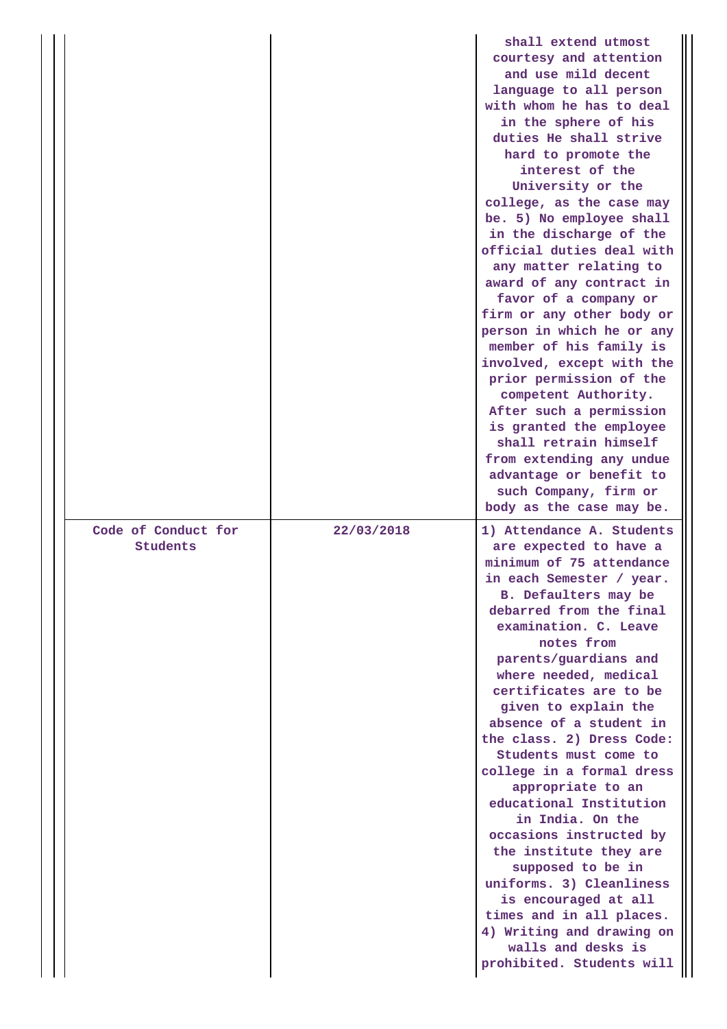| | | |
|---|---|---|
| | | shall extend utmost courtesy and attention and use mild decent language to all person with whom he has to deal in the sphere of his duties He shall strive hard to promote the interest of the University or the college, as the case may be. 5) No employee shall in the discharge of the official duties deal with any matter relating to award of any contract in favor of a company or firm or any other body or person in which he or any member of his family is involved, except with the prior permission of the competent Authority. After such a permission is granted the employee shall retrain himself from extending any undue advantage or benefit to such Company, firm or body as the case may be. |
| Code of Conduct for Students | 22/03/2018 | 1) Attendance A. Students are expected to have a minimum of 75 attendance in each Semester / year. B. Defaulters may be debarred from the final examination. C. Leave notes from parents/guardians and where needed, medical certificates are to be given to explain the absence of a student in the class. 2) Dress Code: Students must come to college in a formal dress appropriate to an educational Institution in India. On the occasions instructed by the institute they are supposed to be in uniforms. 3) Cleanliness is encouraged at all times and in all places. 4) Writing and drawing on walls and desks is prohibited. Students will |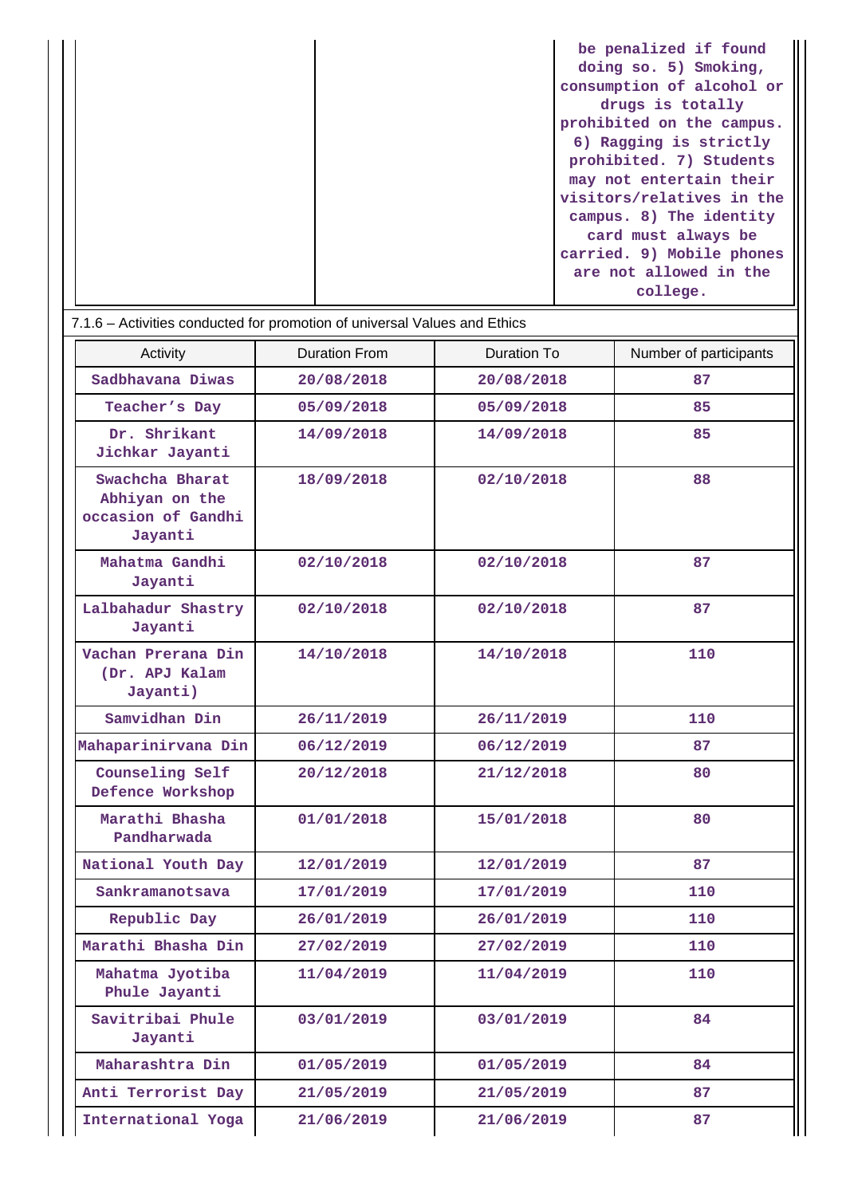| | | be penalized if found doing so. 5) Smoking, consumption of alcohol or drugs is totally prohibited on the campus. 6) Ragging is strictly prohibited. 7) Students may not entertain their visitors/relatives in the campus. 8) The identity card must always be carried. 9) Mobile phones are not allowed in the college. |
|---|---|---|

7.1.6 – Activities conducted for promotion of universal Values and Ethics

| Activity | Duration From | Duration To | Number of participants |
|---|---|---|---|
| Sadbhavana Diwas | 20/08/2018 | 20/08/2018 | 87 |
| Teacher's Day | 05/09/2018 | 05/09/2018 | 85 |
| Dr. Shrikant Jichkar Jayanti | 14/09/2018 | 14/09/2018 | 85 |
| Swachcha Bharat Abhiyan on the occasion of Gandhi Jayanti | 18/09/2018 | 02/10/2018 | 88 |
| Mahatma Gandhi Jayanti | 02/10/2018 | 02/10/2018 | 87 |
| Lalbahadur Shastry Jayanti | 02/10/2018 | 02/10/2018 | 87 |
| Vachan Prerana Din (Dr. APJ Kalam Jayanti) | 14/10/2018 | 14/10/2018 | 110 |
| Samvidhan Din | 26/11/2019 | 26/11/2019 | 110 |
| Mahaparinirvana Din | 06/12/2019 | 06/12/2019 | 87 |
| Counseling Self Defence Workshop | 20/12/2018 | 21/12/2018 | 80 |
| Marathi Bhasha Pandharwada | 01/01/2018 | 15/01/2018 | 80 |
| National Youth Day | 12/01/2019 | 12/01/2019 | 87 |
| Sankramanotsava | 17/01/2019 | 17/01/2019 | 110 |
| Republic Day | 26/01/2019 | 26/01/2019 | 110 |
| Marathi Bhasha Din | 27/02/2019 | 27/02/2019 | 110 |
| Mahatma Jyotiba Phule Jayanti | 11/04/2019 | 11/04/2019 | 110 |
| Savitribai Phule Jayanti | 03/01/2019 | 03/01/2019 | 84 |
| Maharashtra Din | 01/05/2019 | 01/05/2019 | 84 |
| Anti Terrorist Day | 21/05/2019 | 21/05/2019 | 87 |
| International Yoga | 21/06/2019 | 21/06/2019 | 87 |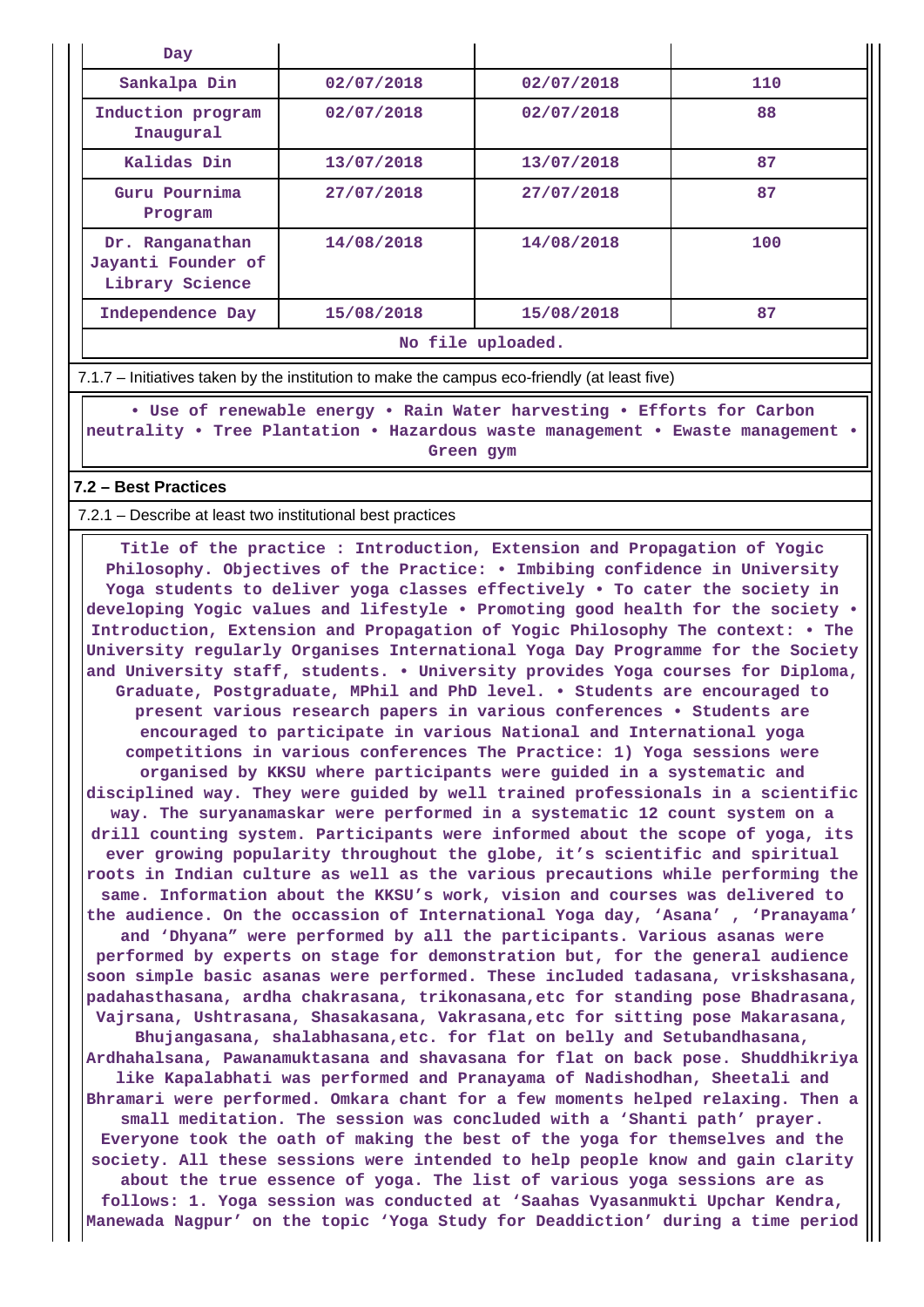| Day | | | |
|---|---|---|---|
| Sankalpa Din | 02/07/2018 | 02/07/2018 | 110 |
| Induction program Inaugural | 02/07/2018 | 02/07/2018 | 88 |
| Kalidas Din | 13/07/2018 | 13/07/2018 | 87 |
| Guru Pournima Program | 27/07/2018 | 27/07/2018 | 87 |
| Dr. Ranganathan Jayanti Founder of Library Science | 14/08/2018 | 14/08/2018 | 100 |
| Independence Day | 15/08/2018 | 15/08/2018 | 87 |

No file uploaded.

7.1.7 – Initiatives taken by the institution to make the campus eco-friendly (at least five)

• Use of renewable energy • Rain Water harvesting • Efforts for Carbon neutrality • Tree Plantation • Hazardous waste management • Ewaste management • Green gym

## 7.2 – Best Practices

7.2.1 – Describe at least two institutional best practices

Title of the practice : Introduction, Extension and Propagation of Yogic Philosophy. Objectives of the Practice: • Imbibing confidence in University Yoga students to deliver yoga classes effectively • To cater the society in developing Yogic values and lifestyle • Promoting good health for the society • Introduction, Extension and Propagation of Yogic Philosophy The context: • The University regularly Organises International Yoga Day Programme for the Society and University staff, students. • University provides Yoga courses for Diploma, Graduate, Postgraduate, MPhil and PhD level. • Students are encouraged to present various research papers in various conferences • Students are encouraged to participate in various National and International yoga competitions in various conferences The Practice: 1) Yoga sessions were organised by KKSU where participants were guided in a systematic and disciplined way. They were guided by well trained professionals in a scientific way. The suryanamaskar were performed in a systematic 12 count system on a drill counting system. Participants were informed about the scope of yoga, its ever growing popularity throughout the globe, it's scientific and spiritual roots in Indian culture as well as the various precautions while performing the same. Information about the KKSU's work, vision and courses was delivered to the audience. On the occassion of International Yoga day, 'Asana' , 'Pranayama' and 'Dhyana" were performed by all the participants. Various asanas were performed by experts on stage for demonstration but, for the general audience soon simple basic asanas were performed. These included tadasana, vriskshasana, padahasthasana, ardha chakrasana, trikonasana,etc for standing pose Bhadrasana, Vajrsana, Ushtrasana, Shasakasana, Vakrasana,etc for sitting pose Makarasana, Bhujangasana, shalabhasana,etc. for flat on belly and Setubandhasana, Ardhahalsana, Pawanamuktasana and shavasana for flat on back pose. Shuddhikriya like Kapalabhati was performed and Pranayama of Nadishodhan, Sheetali and Bhramari were performed. Omkara chant for a few moments helped relaxing. Then a small meditation. The session was concluded with a 'Shanti path' prayer. Everyone took the oath of making the best of the yoga for themselves and the society. All these sessions were intended to help people know and gain clarity about the true essence of yoga. The list of various yoga sessions are as follows: 1. Yoga session was conducted at 'Saahas Vyasanmukti Upchar Kendra, Manewada Nagpur' on the topic 'Yoga Study for Deaddiction' during a time period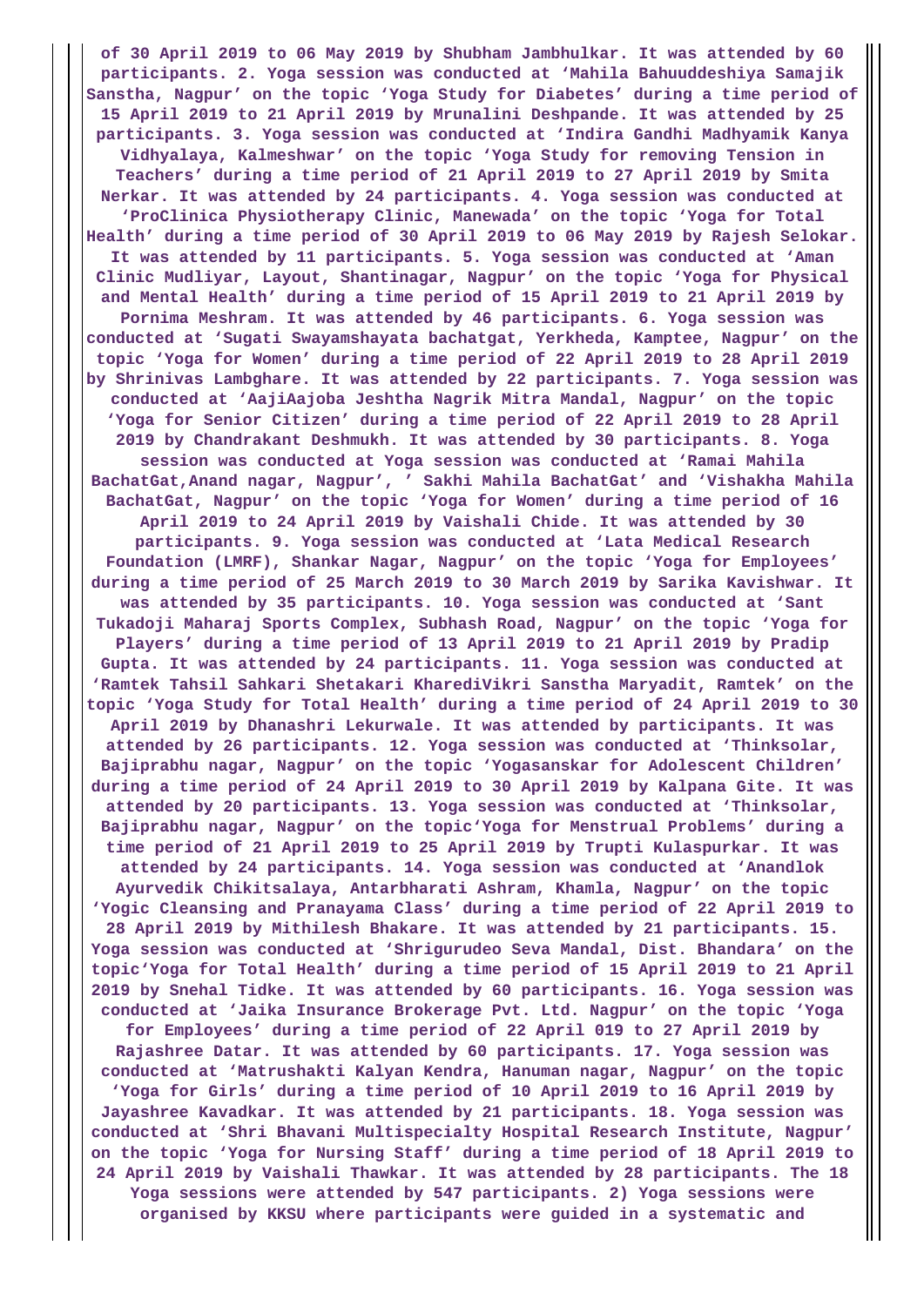**of 30 April 2019 to 06 May 2019 by Shubham Jambhulkar. It was attended by 60 participants. 2. Yoga session was conducted at 'Mahila Bahuuddeshiya Samajik Sanstha, Nagpur' on the topic 'Yoga Study for Diabetes' during a time period of 15 April 2019 to 21 April 2019 by Mrunalini Deshpande. It was attended by 25 participants. 3. Yoga session was conducted at 'Indira Gandhi Madhyamik Kanya Vidhyalaya, Kalmeshwar' on the topic 'Yoga Study for removing Tension in Teachers' during a time period of 21 April 2019 to 27 April 2019 by Smita Nerkar. It was attended by 24 participants. 4. Yoga session was conducted at 'ProClinica Physiotherapy Clinic, Manewada' on the topic 'Yoga for Total Health' during a time period of 30 April 2019 to 06 May 2019 by Rajesh Selokar. It was attended by 11 participants. 5. Yoga session was conducted at 'Aman Clinic Mudliyar, Layout, Shantinagar, Nagpur' on the topic 'Yoga for Physical and Mental Health' during a time period of 15 April 2019 to 21 April 2019 by Pornima Meshram. It was attended by 46 participants. 6. Yoga session was conducted at 'Sugati Swayamshayata bachatgat, Yerkheda, Kamptee, Nagpur' on the topic 'Yoga for Women' during a time period of 22 April 2019 to 28 April 2019 by Shrinivas Lambghare. It was attended by 22 participants. 7. Yoga session was conducted at 'AajiAajoba Jeshtha Nagrik Mitra Mandal, Nagpur' on the topic 'Yoga for Senior Citizen' during a time period of 22 April 2019 to 28 April 2019 by Chandrakant Deshmukh. It was attended by 30 participants. 8. Yoga session was conducted at Yoga session was conducted at 'Ramai Mahila BachatGat,Anand nagar, Nagpur', ' Sakhi Mahila BachatGat' and 'Vishakha Mahila BachatGat, Nagpur' on the topic 'Yoga for Women' during a time period of 16 April 2019 to 24 April 2019 by Vaishali Chide. It was attended by 30 participants. 9. Yoga session was conducted at 'Lata Medical Research Foundation (LMRF), Shankar Nagar, Nagpur' on the topic 'Yoga for Employees' during a time period of 25 March 2019 to 30 March 2019 by Sarika Kavishwar. It was attended by 35 participants. 10. Yoga session was conducted at 'Sant Tukadoji Maharaj Sports Complex, Subhash Road, Nagpur' on the topic 'Yoga for Players' during a time period of 13 April 2019 to 21 April 2019 by Pradip Gupta. It was attended by 24 participants. 11. Yoga session was conducted at 'Ramtek Tahsil Sahkari Shetakari KharediVikri Sanstha Maryadit, Ramtek' on the topic 'Yoga Study for Total Health' during a time period of 24 April 2019 to 30 April 2019 by Dhanashri Lekurwale. It was attended by participants. It was attended by 26 participants. 12. Yoga session was conducted at 'Thinksolar, Bajiprabhu nagar, Nagpur' on the topic 'Yogasanskar for Adolescent Children' during a time period of 24 April 2019 to 30 April 2019 by Kalpana Gite. It was attended by 20 participants. 13. Yoga session was conducted at 'Thinksolar, Bajiprabhu nagar, Nagpur' on the topic'Yoga for Menstrual Problems' during a time period of 21 April 2019 to 25 April 2019 by Trupti Kulaspurkar. It was attended by 24 participants. 14. Yoga session was conducted at 'Anandlok Ayurvedik Chikitsalaya, Antarbharati Ashram, Khamla, Nagpur' on the topic 'Yogic Cleansing and Pranayama Class' during a time period of 22 April 2019 to 28 April 2019 by Mithilesh Bhakare. It was attended by 21 participants. 15. Yoga session was conducted at 'Shrigurudeo Seva Mandal, Dist. Bhandara' on the topic'Yoga for Total Health' during a time period of 15 April 2019 to 21 April 2019 by Snehal Tidke. It was attended by 60 participants. 16. Yoga session was conducted at 'Jaika Insurance Brokerage Pvt. Ltd. Nagpur' on the topic 'Yoga for Employees' during a time period of 22 April 019 to 27 April 2019 by Rajashree Datar. It was attended by 60 participants. 17. Yoga session was conducted at 'Matrushakti Kalyan Kendra, Hanuman nagar, Nagpur' on the topic 'Yoga for Girls' during a time period of 10 April 2019 to 16 April 2019 by Jayashree Kavadkar. It was attended by 21 participants. 18. Yoga session was conducted at 'Shri Bhavani Multispecialty Hospital Research Institute, Nagpur' on the topic 'Yoga for Nursing Staff' during a time period of 18 April 2019 to 24 April 2019 by Vaishali Thawkar. It was attended by 28 participants. The 18 Yoga sessions were attended by 547 participants. 2) Yoga sessions were organised by KKSU where participants were guided in a systematic and**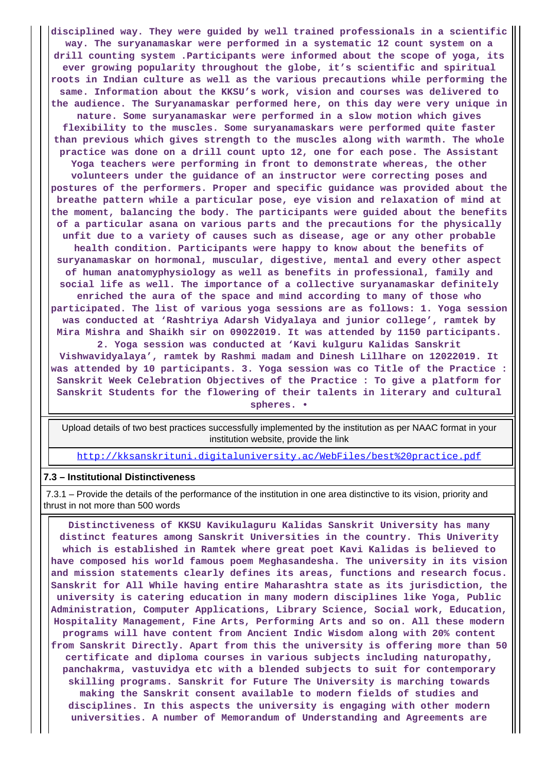**disciplined way. They were guided by well trained professionals in a scientific way. The suryanamaskar were performed in a systematic 12 count system on a drill counting system .Participants were informed about the scope of yoga, its ever growing popularity throughout the globe, it's scientific and spiritual roots in Indian culture as well as the various precautions while performing the same. Information about the KKSU's work, vision and courses was delivered to the audience. The Suryanamaskar performed here, on this day were very unique in nature. Some suryanamaskar were performed in a slow motion which gives flexibility to the muscles. Some suryanamaskars were performed quite faster than previous which gives strength to the muscles along with warmth. The whole practice was done on a drill count upto 12, one for each pose. The Assistant Yoga teachers were performing in front to demonstrate whereas, the other volunteers under the guidance of an instructor were correcting poses and postures of the performers. Proper and specific guidance was provided about the breathe pattern while a particular pose, eye vision and relaxation of mind at the moment, balancing the body. The participants were guided about the benefits of a particular asana on various parts and the precautions for the physically unfit due to a variety of causes such as disease, age or any other probable health condition. Participants were happy to know about the benefits of suryanamaskar on hormonal, muscular, digestive, mental and every other aspect of human anatomyphysiology as well as benefits in professional, family and social life as well. The importance of a collective suryanamaskar definitely enriched the aura of the space and mind according to many of those who participated. The list of various yoga sessions are as follows: 1. Yoga session was conducted at 'Rashtriya Adarsh Vidyalaya and junior college', ramtek by Mira Mishra and Shaikh sir on 09022019. It was attended by 1150 participants. 2. Yoga session was conducted at 'Kavi kulguru Kalidas Sanskrit Vishwavidyalaya', ramtek by Rashmi madam and Dinesh Lillhare on 12022019. It was attended by 10 participants. 3. Yoga session was co Title of the Practice : Sanskrit Week Celebration Objectives of the Practice : To give a platform for Sanskrit Students for the flowering of their talents in literary and cultural spheres. •**

Upload details of two best practices successfully implemented by the institution as per NAAC format in your institution website, provide the link

http://kksanskrituni.digitaluniversity.ac/WebFiles/best%20practice.pdf

**7.3 – Institutional Distinctiveness**

7.3.1 – Provide the details of the performance of the institution in one area distinctive to its vision, priority and thrust in not more than 500 words

**Distinctiveness of KKSU Kavikulaguru Kalidas Sanskrit University has many distinct features among Sanskrit Universities in the country. This Univerity which is established in Ramtek where great poet Kavi Kalidas is believed to have composed his world famous poem Meghasandesha. The university in its vision and mission statements clearly defines its areas, functions and research focus. Sanskrit for All While having entire Maharashtra state as its jurisdiction, the university is catering education in many modern disciplines like Yoga, Public Administration, Computer Applications, Library Science, Social work, Education, Hospitality Management, Fine Arts, Performing Arts and so on. All these modern programs will have content from Ancient Indic Wisdom along with 20% content from Sanskrit Directly. Apart from this the university is offering more than 50 certificate and diploma courses in various subjects including naturopathy, panchakrma, vastuvidya etc with a blended subjects to suit for contemporary skilling programs. Sanskrit for Future The University is marching towards making the Sanskrit consent available to modern fields of studies and disciplines. In this aspects the university is engaging with other modern universities. A number of Memorandum of Understanding and Agreements are**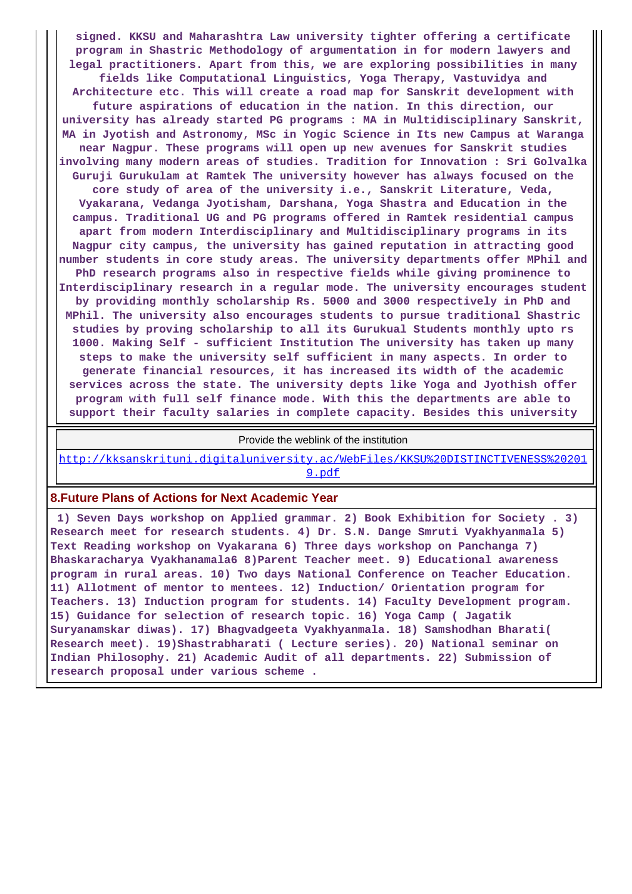**signed. KKSU and Maharashtra Law university tighter offering a certificate program in Shastric Methodology of argumentation in for modern lawyers and legal practitioners. Apart from this, we are exploring possibilities in many fields like Computational Linguistics, Yoga Therapy, Vastuvidya and Architecture etc. This will create a road map for Sanskrit development with future aspirations of education in the nation. In this direction, our university has already started PG programs : MA in Multidisciplinary Sanskrit, MA in Jyotish and Astronomy, MSc in Yogic Science in Its new Campus at Waranga near Nagpur. These programs will open up new avenues for Sanskrit studies involving many modern areas of studies. Tradition for Innovation : Sri Golvalka Guruji Gurukulam at Ramtek The university however has always focused on the core study of area of the university i.e., Sanskrit Literature, Veda, Vyakarana, Vedanga Jyotisham, Darshana, Yoga Shastra and Education in the campus. Traditional UG and PG programs offered in Ramtek residential campus apart from modern Interdisciplinary and Multidisciplinary programs in its Nagpur city campus, the university has gained reputation in attracting good number students in core study areas. The university departments offer MPhil and PhD research programs also in respective fields while giving prominence to Interdisciplinary research in a regular mode. The university encourages student by providing monthly scholarship Rs. 5000 and 3000 respectively in PhD and MPhil. The university also encourages students to pursue traditional Shastric studies by proving scholarship to all its Gurukual Students monthly upto rs 1000. Making Self - sufficient Institution The university has taken up many steps to make the university self sufficient in many aspects. In order to generate financial resources, it has increased its width of the academic services across the state. The university depts like Yoga and Jyothish offer program with full self finance mode. With this the departments are able to support their faculty salaries in complete capacity. Besides this university**

| Provide the weblink of the institution |
|---|
| http://kksanskrituni.digitaluniversity.ac/WebFiles/KKSU%20DISTINCTIVENESS%202019.pdf |

## 8.Future Plans of Actions for Next Academic Year

**1) Seven Days workshop on Applied grammar. 2) Book Exhibition for Society . 3) Research meet for research students. 4) Dr. S.N. Dange Smruti Vyakhyanmala 5) Text Reading workshop on Vyakarana 6) Three days workshop on Panchanga 7) Bhaskaracharya Vyakhanamala6 8)Parent Teacher meet. 9) Educational awareness program in rural areas. 10) Two days National Conference on Teacher Education. 11) Allotment of mentor to mentees. 12) Induction/ Orientation program for Teachers. 13) Induction program for students. 14) Faculty Development program. 15) Guidance for selection of research topic. 16) Yoga Camp ( Jagatik Suryanamskar diwas). 17) Bhagvadgeeta Vyakhyanmala. 18) Samshodhan Bharati( Research meet). 19)Shastrabharati ( Lecture series). 20) National seminar on Indian Philosophy. 21) Academic Audit of all departments. 22) Submission of research proposal under various scheme .**